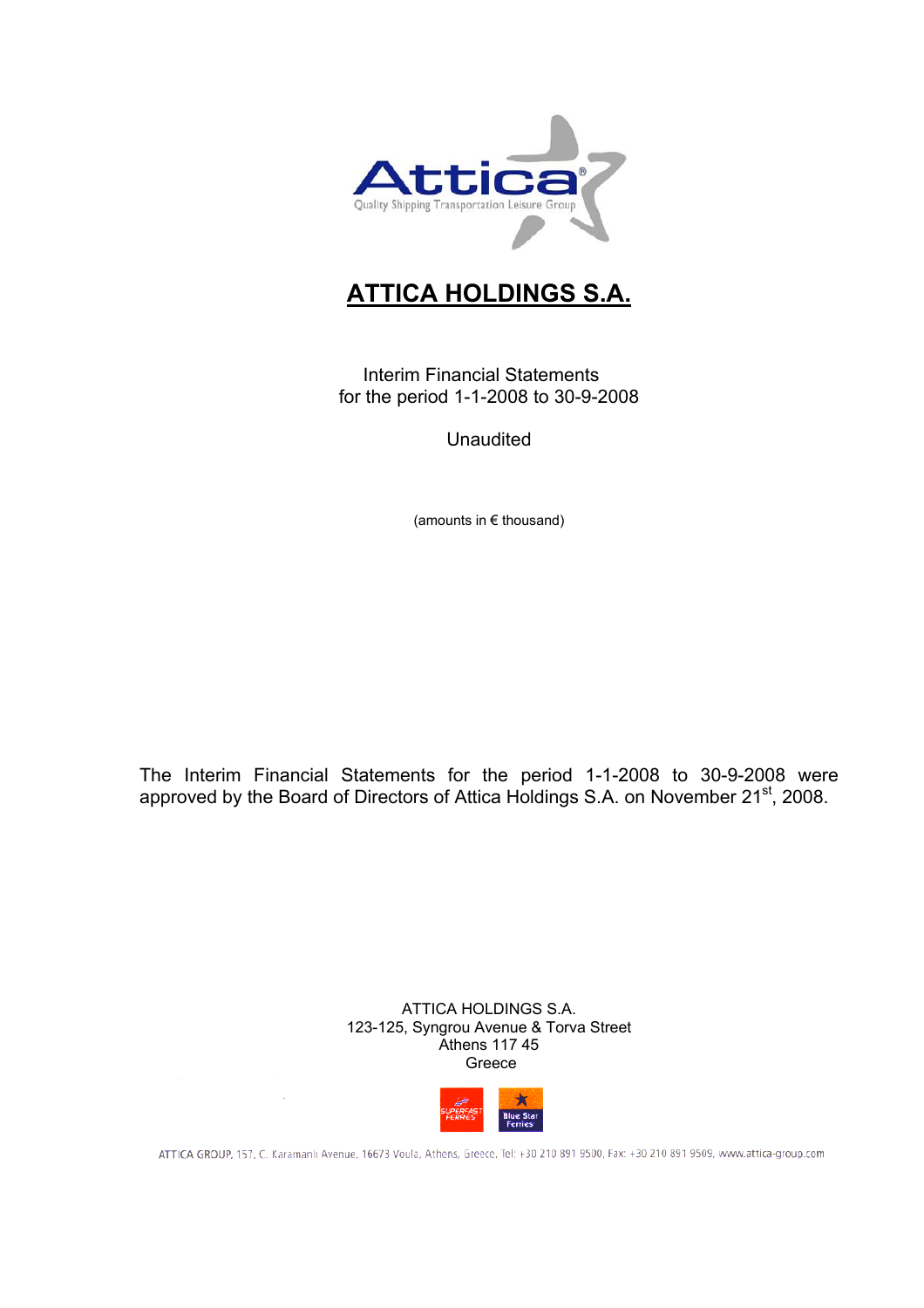# ATTICA HOLDINGS S.A.

Interim Financial Statements
for the period 1-1-2008 to 30-9-2008

Unaudited

(amounts in € thousand)

The Interim Financial Statements for the period 1-1-2008 to 30-9-2008 were approved by the Board of Directors of Attica Holdings S.A. on November 21st, 2008.

ATTICA HOLDINGS S.A.
123-125, Syngrou Avenue & Torva Street
Athens 117 45
Greece

ATTICA GROUP, 157, C. Karamanli Avenue, 16673 Voula, Athens, Greece, Tel: +30 210 891 9500, Fax: +30 210 891 9509, www.attica-group.com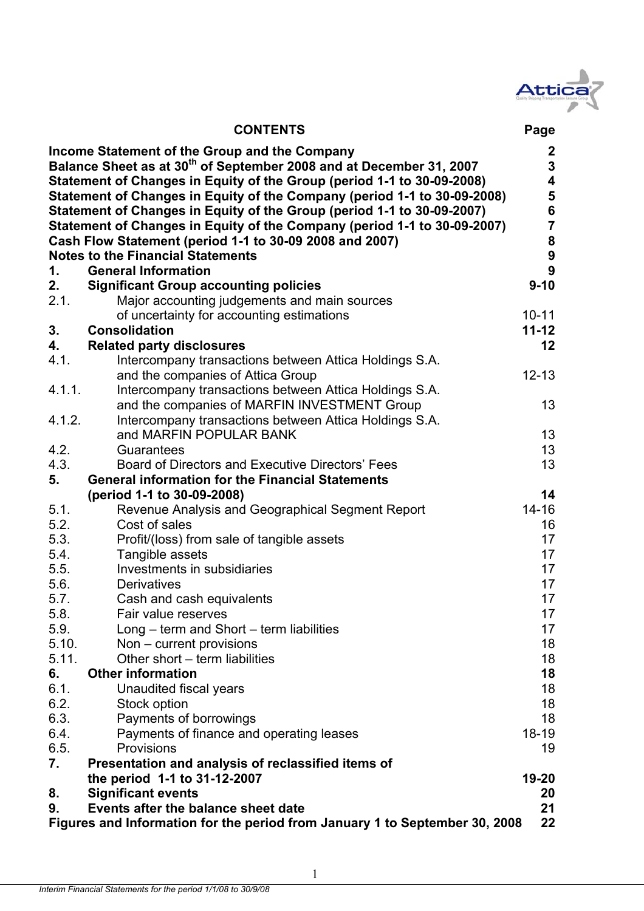# CONTENTS

| | | Page |
|---|---|---|
| **Income Statement of the Group and the Company** | | **2** |
| **Balance Sheet as at 30th of September 2008 and at December 31, 2007** | | **3** |
| **Statement of Changes in Equity of the Group (period 1-1 to 30-09-2008)** | | **4** |
| **Statement of Changes in Equity of the Company (period 1-1 to 30-09-2008)** | | **5** |
| **Statement of Changes in Equity of the Group (period 1-1 to 30-09-2007)** | | **6** |
| **Statement of Changes in Equity of the Company (period 1-1 to 30-09-2007)** | | **7** |
| **Cash Flow Statement (period 1-1 to 30-09 2008 and 2007)** | | **8** |
| **Notes to the Financial Statements** | | **9** |
| **1.** | **General Information** | **9** |
| **2.** | **Significant Group accounting policies** | **9-10** |
| 2.1. | Major accounting judgements and main sources of uncertainty for accounting estimations | 10-11 |
| **3.** | **Consolidation** | **11-12** |
| **4.** | **Related party disclosures** | **12** |
| 4.1. | Intercompany transactions between Attica Holdings S.A. and the companies of Attica Group | 12-13 |
| 4.1.1. | Intercompany transactions between Attica Holdings S.A. and the companies of MARFIN INVESTMENT Group | 13 |
| 4.1.2. | Intercompany transactions between Attica Holdings S.A. and MARFIN POPULAR BANK | 13 |
| 4.2. | Guarantees | 13 |
| 4.3. | Board of Directors and Executive Directors' Fees | 13 |
| **5.** | **General information for the Financial Statements (period 1-1 to 30-09-2008)** | **14** |
| 5.1. | Revenue Analysis and Geographical Segment Report | 14-16 |
| 5.2. | Cost of sales | 16 |
| 5.3. | Profit/(loss) from sale of tangible assets | 17 |
| 5.4. | Tangible assets | 17 |
| 5.5. | Investments in subsidiaries | 17 |
| 5.6. | Derivatives | 17 |
| 5.7. | Cash and cash equivalents | 17 |
| 5.8. | Fair value reserves | 17 |
| 5.9. | Long – term and Short – term liabilities | 17 |
| 5.10. | Non – current provisions | 18 |
| 5.11. | Other short – term liabilities | 18 |
| **6.** | **Other information** | **18** |
| 6.1. | Unaudited fiscal years | 18 |
| 6.2. | Stock option | 18 |
| 6.3. | Payments of borrowings | 18 |
| 6.4. | Payments of finance and operating leases | 18-19 |
| 6.5. | Provisions | 19 |
| **7.** | **Presentation and analysis of reclassified items of the period 1-1 to 31-12-2007** | **19-20** |
| **8.** | **Significant events** | **20** |
| **9.** | **Events after the balance sheet date** | **21** |
| **Figures and Information for the period from January 1 to September 30, 2008** | | **22** |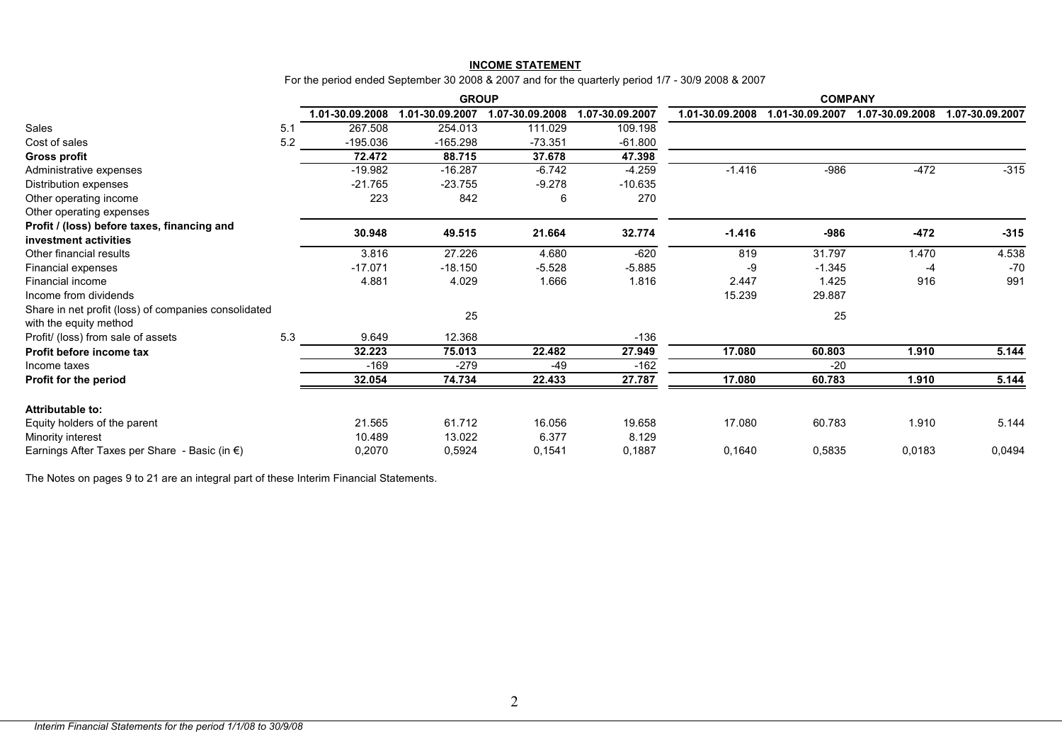## INCOME STATEMENT

For the period ended September 30 2008 & 2007 and for the quarterly period 1/7 - 30/9 2008 & 2007

| | | GROUP | | | | COMPANY | | | |
|---|---|---|---|---|---|---|---|---|---|
| | | 1.01-30.09.2008 | 1.01-30.09.2007 | 1.07-30.09.2008 | 1.07-30.09.2007 | 1.01-30.09.2008 | 1.01-30.09.2007 | 1.07-30.09.2008 | 1.07-30.09.2007 |
| Sales | 5.1 | 267.508 | 254.013 | 111.029 | 109.198 | | | | |
| Cost of sales | 5.2 | -195.036 | -165.298 | -73.351 | -61.800 | | | | |
| **Gross profit** | | **72.472** | **88.715** | **37.678** | **47.398** | | | | |
| Administrative expenses | | -19.982 | -16.287 | -6.742 | -4.259 | -1.416 | -986 | -472 | -315 |
| Distribution expenses | | -21.765 | -23.755 | -9.278 | -10.635 | | | | |
| Other operating income | | 223 | 842 | 6 | 270 | | | | |
| Other operating expenses | | | | | | | | | |
| **Profit / (loss) before taxes, financing and investment activities** | | **30.948** | **49.515** | **21.664** | **32.774** | **-1.416** | **-986** | **-472** | **-315** |
| Other financial results | | 3.816 | 27.226 | 4.680 | -620 | 819 | 31.797 | 1.470 | 4.538 |
| Financial expenses | | -17.071 | -18.150 | -5.528 | -5.885 | -9 | -1.345 | -4 | -70 |
| Financial income | | 4.881 | 4.029 | 1.666 | 1.816 | 2.447 | 1.425 | 916 | 991 |
| Income from dividends | | | | | | 15.239 | 29.887 | | |
| Share in net profit (loss) of companies consolidated with the equity method | | | 25 | | | | 25 | | |
| Profit/ (loss) from sale of assets | 5.3 | 9.649 | 12.368 | | -136 | | | | |
| **Profit before income tax** | | **32.223** | **75.013** | **22.482** | **27.949** | **17.080** | **60.803** | **1.910** | **5.144** |
| Income taxes | | -169 | -279 | -49 | -162 | | -20 | | |
| **Profit for the period** | | **32.054** | **74.734** | **22.433** | **27.787** | **17.080** | **60.783** | **1.910** | **5.144** |
| | | | | | | | | | |
| **Attributable to:** | | | | | | | | | |
| Equity holders of the parent | | 21.565 | 61.712 | 16.056 | 19.658 | 17.080 | 60.783 | 1.910 | 5.144 |
| Minority interest | | 10.489 | 13.022 | 6.377 | 8.129 | | | | |
| Earnings After Taxes per Share - Basic (in €) | | 0,2070 | 0,5924 | 0,1541 | 0,1887 | 0,1640 | 0,5835 | 0,0183 | 0,0494 |

The Notes on pages 9 to 21 are an integral part of these Interim Financial Statements.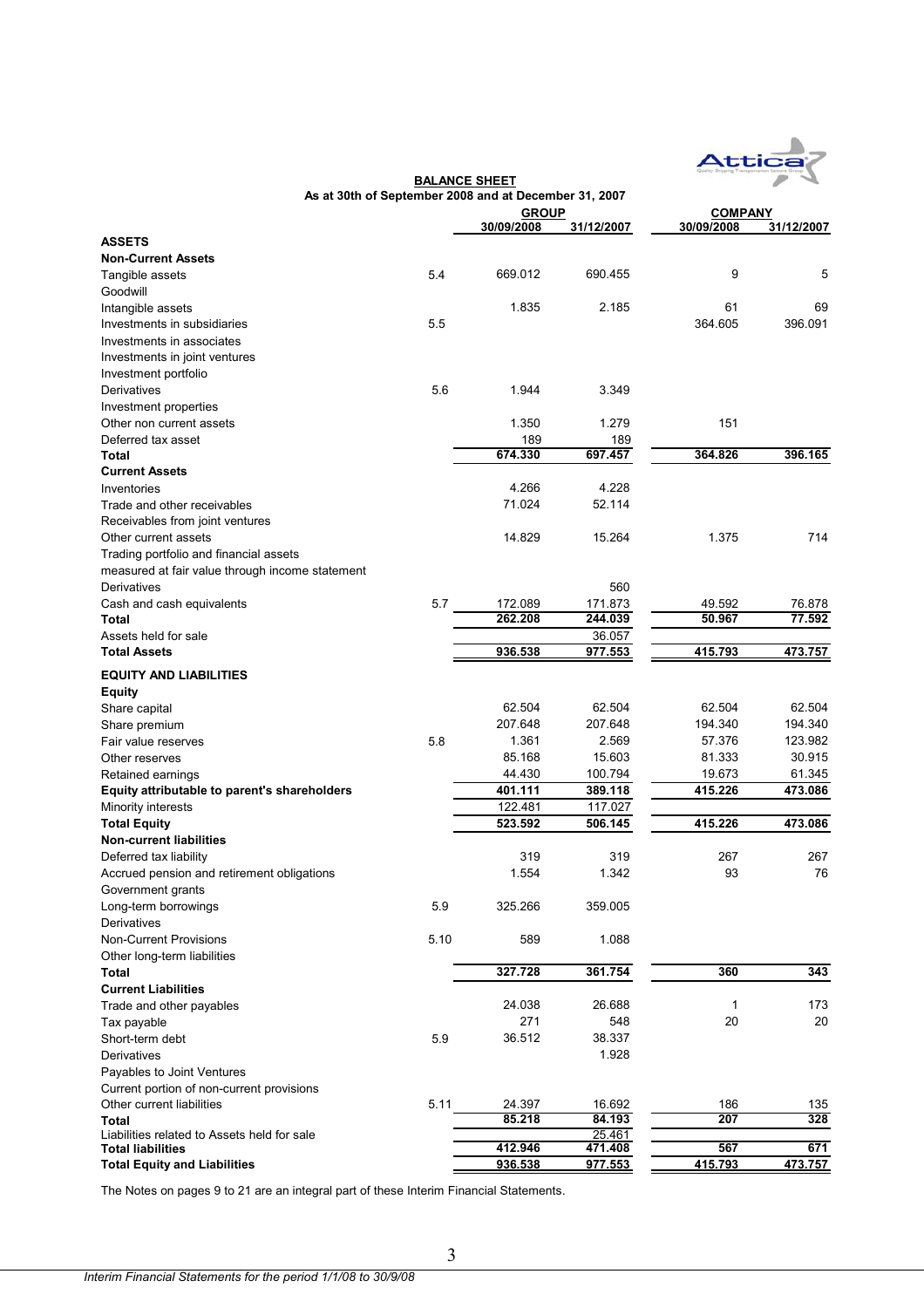## BALANCE SHEET

**As at 30th of September 2008 and at December 31, 2007**

| | | GROUP | | COMPANY | |
|---|---|---|---|---|---|
| | | 30/09/2008 | 31/12/2007 | 30/09/2008 | 31/12/2007 |
| **ASSETS** | | | | | |
| **Non-Current Assets** | | | | | |
| Tangible assets | 5.4 | 669.012 | 690.455 | 9 | 5 |
| Goodwill | | | | | |
| Intangible assets | | 1.835 | 2.185 | 61 | 69 |
| Investments in subsidiaries | 5.5 | | | 364.605 | 396.091 |
| Investments in associates | | | | | |
| Investments in joint ventures | | | | | |
| Investment portfolio | | | | | |
| Derivatives | 5.6 | 1.944 | 3.349 | | |
| Investment properties | | | | | |
| Other non current assets | | 1.350 | 1.279 | 151 | |
| Deferred tax asset | | 189 | 189 | | |
| **Total** | | **674.330** | **697.457** | **364.826** | **396.165** |
| **Current Assets** | | | | | |
| Inventories | | 4.266 | 4.228 | | |
| Trade and other receivables | | 71.024 | 52.114 | | |
| Receivables from joint ventures | | | | | |
| Other current assets | | 14.829 | 15.264 | 1.375 | 714 |
| Trading portfolio and financial assets measured at fair value through income statement | | | | | |
| Derivatives | | | 560 | | |
| Cash and cash equivalents | 5.7 | 172.089 | 171.873 | 49.592 | 76.878 |
| **Total** | | **262.208** | **244.039** | **50.967** | **77.592** |
| Assets held for sale | | | 36.057 | | |
| **Total Assets** | | **936.538** | **977.553** | **415.793** | **473.757** |
| **EQUITY AND LIABILITIES** | | | | | |
| **Equity** | | | | | |
| Share capital | | 62.504 | 62.504 | 62.504 | 62.504 |
| Share premium | | 207.648 | 207.648 | 194.340 | 194.340 |
| Fair value reserves | 5.8 | 1.361 | 2.569 | 57.376 | 123.982 |
| Other reserves | | 85.168 | 15.603 | 81.333 | 30.915 |
| Retained earnings | | 44.430 | 100.794 | 19.673 | 61.345 |
| **Equity attributable to parent's shareholders** | | **401.111** | **389.118** | **415.226** | **473.086** |
| Minority interests | | 122.481 | 117.027 | | |
| **Total Equity** | | **523.592** | **506.145** | **415.226** | **473.086** |
| **Non-current liabilities** | | | | | |
| Deferred tax liability | | 319 | 319 | 267 | 267 |
| Accrued pension and retirement obligations | | 1.554 | 1.342 | 93 | 76 |
| Government grants | | | | | |
| Long-term borrowings | 5.9 | 325.266 | 359.005 | | |
| Derivatives | | | | | |
| Non-Current Provisions | 5.10 | 589 | 1.088 | | |
| Other long-term liabilities | | | | | |
| **Total** | | **327.728** | **361.754** | **360** | **343** |
| **Current Liabilities** | | | | | |
| Trade and other payables | | 24.038 | 26.688 | 1 | 173 |
| Tax payable | | 271 | 548 | 20 | 20 |
| Short-term debt | 5.9 | 36.512 | 38.337 | | |
| Derivatives | | | 1.928 | | |
| Payables to Joint Ventures | | | | | |
| Current portion of non-current provisions | | | | | |
| Other current liabilities | 5.11 | 24.397 | 16.692 | 186 | 135 |
| **Total** | | **85.218** | **84.193** | **207** | **328** |
| Liabilities related to Assets held for sale | | | 25.461 | | |
| **Total liabilities** | | **412.946** | **471.408** | **567** | **671** |
| **Total Equity and Liabilities** | | **936.538** | **977.553** | **415.793** | **473.757** |

The Notes on pages 9 to 21 are an integral part of these Interim Financial Statements.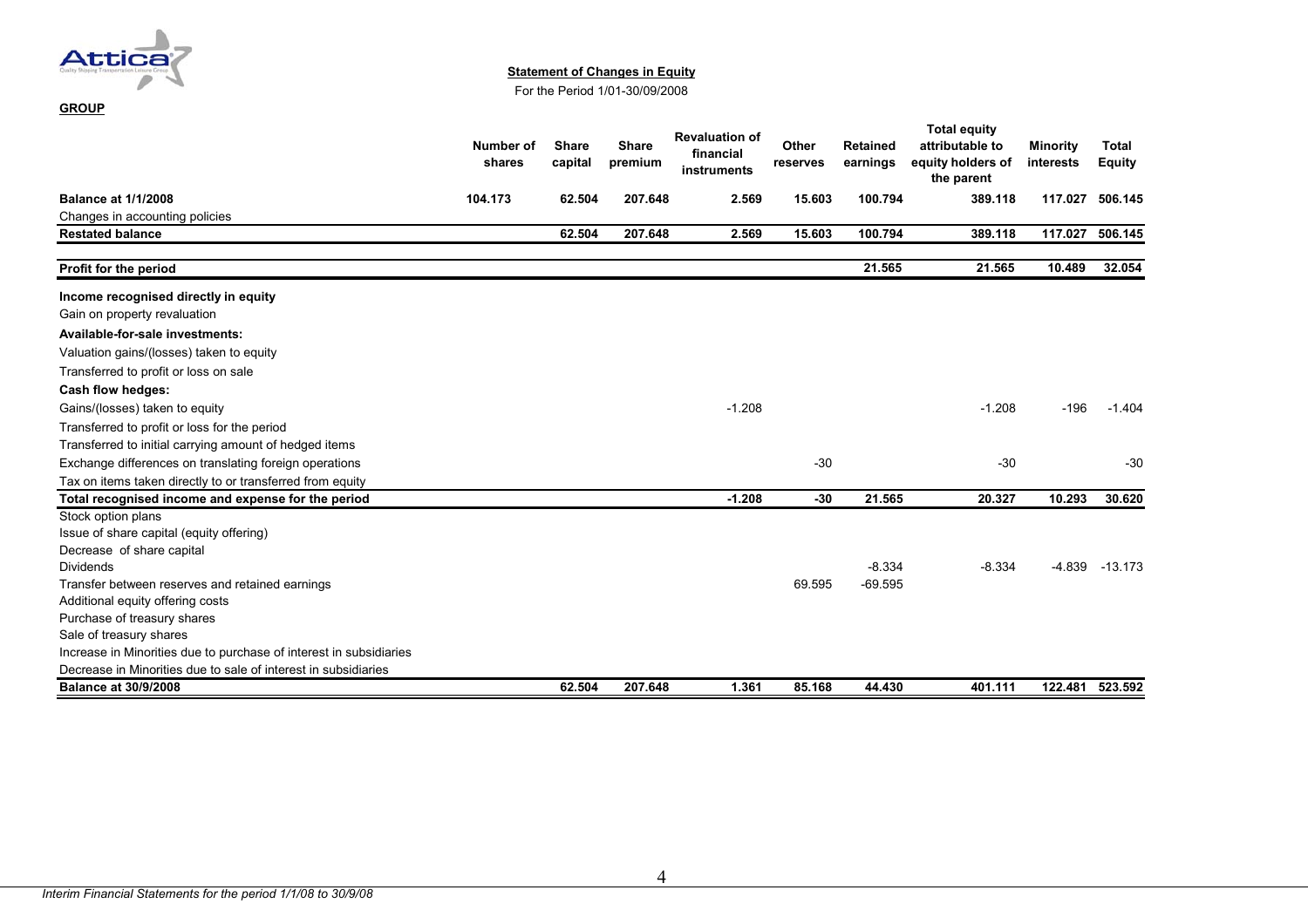**GROUP**

**Statement of Changes in Equity**

For the Period 1/01-30/09/2008

| | Number of shares | Share capital | Share premium | Revaluation of financial instruments | Other reserves | Retained earnings | Total equity attributable to equity holders of the parent | Minority interests | Total Equity |
|---|---|---|---|---|---|---|---|---|---|
| **Balance at 1/1/2008** | 104.173 | 62.504 | 207.648 | 2.569 | 15.603 | 100.794 | 389.118 | 117.027 | 506.145 |
| Changes in accounting policies | | | | | | | | | |
| **Restated balance** | | 62.504 | 207.648 | 2.569 | 15.603 | 100.794 | 389.118 | 117.027 | 506.145 |
| **Profit for the period** | | | | | | 21.565 | 21.565 | 10.489 | 32.054 |
| **Income recognised directly in equity** | | | | | | | | | |
| Gain on property revaluation | | | | | | | | | |
| **Available-for-sale investments:** | | | | | | | | | |
| Valuation gains/(losses) taken to equity | | | | | | | | | |
| Transferred to profit or loss on sale | | | | | | | | | |
| **Cash flow hedges:** | | | | | | | | | |
| Gains/(losses) taken to equity | | | | -1.208 | | | -1.208 | -196 | -1.404 |
| Transferred to profit or loss for the period | | | | | | | | | |
| Transferred to initial carrying amount of hedged items | | | | | | | | | |
| Exchange differences on translating foreign operations | | | | | -30 | | -30 | | -30 |
| Tax on items taken directly to or transferred from equity | | | | | | | | | |
| **Total recognised income and expense for the period** | | | | -1.208 | -30 | 21.565 | 20.327 | 10.293 | 30.620 |
| Stock option plans | | | | | | | | | |
| Issue of share capital (equity offering) | | | | | | | | | |
| Decrease of share capital | | | | | | | | | |
| Dividends | | | | | | -8.334 | -8.334 | -4.839 | -13.173 |
| Transfer between reserves and retained earnings | | | | | 69.595 | -69.595 | | | |
| Additional equity offering costs | | | | | | | | | |
| Purchase of treasury shares | | | | | | | | | |
| Sale of treasury shares | | | | | | | | | |
| Increase in Minorities due to purchase of interest in subsidiaries | | | | | | | | | |
| Decrease in Minorities due to sale of interest in subsidiaries | | | | | | | | | |
| **Balance at 30/9/2008** | | 62.504 | 207.648 | 1.361 | 85.168 | 44.430 | 401.111 | 122.481 | 523.592 |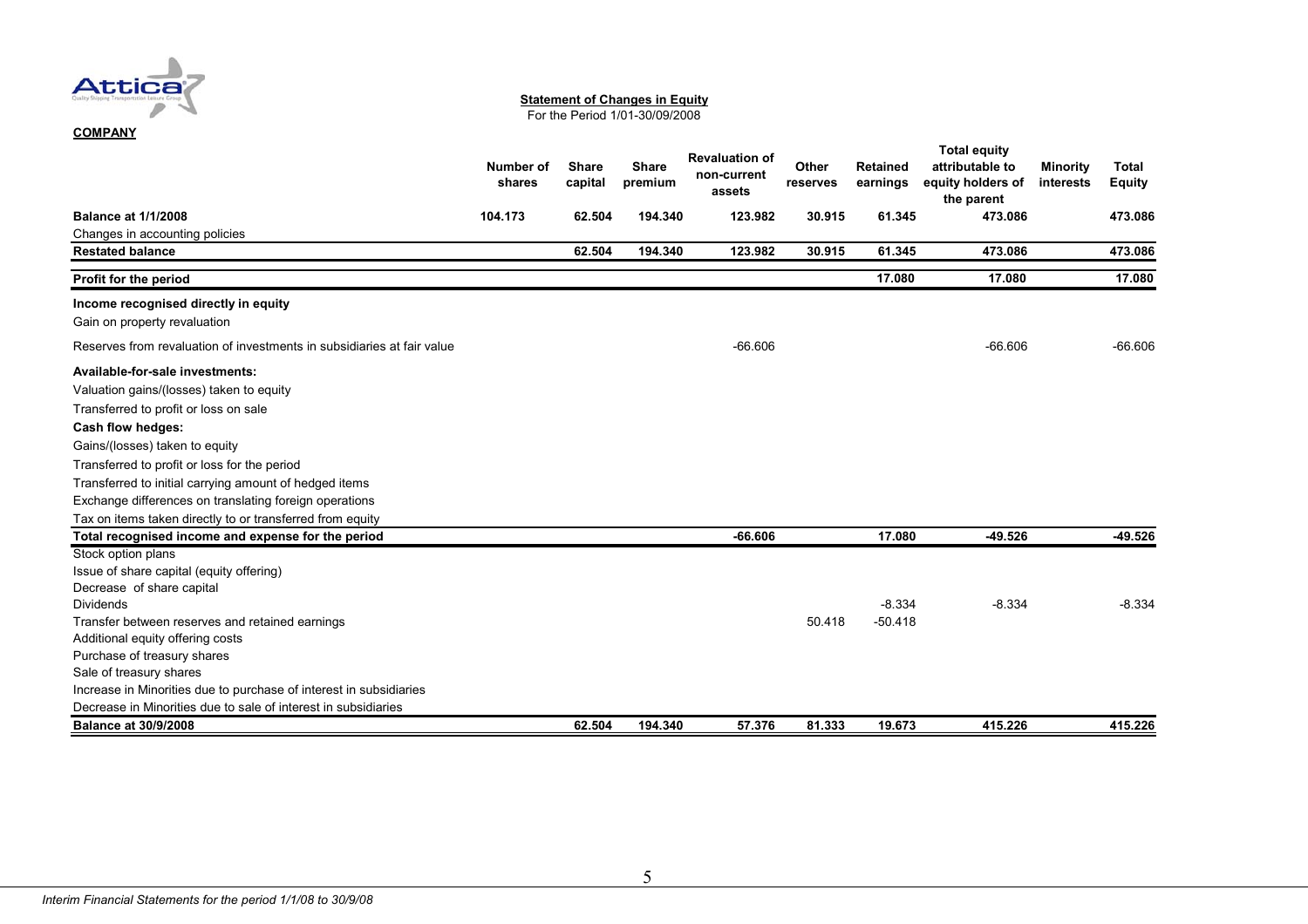**COMPANY**

**Statement of Changes in Equity**
For the Period 1/01-30/09/2008

| | Number of shares | Share capital | Share premium | Revaluation of non-current assets | Other reserves | Retained earnings | Total equity attributable to equity holders of the parent | Minority interests | Total Equity |
|---|---|---|---|---|---|---|---|---|---|
| **Balance at 1/1/2008** | **104.173** | **62.504** | **194.340** | **123.982** | **30.915** | **61.345** | **473.086** | | **473.086** |
| Changes in accounting policies | | | | | | | | | |
| **Restated balance** | | **62.504** | **194.340** | **123.982** | **30.915** | **61.345** | **473.086** | | **473.086** |
| **Profit for the period** | | | | | | **17.080** | **17.080** | | **17.080** |
| **Income recognised directly in equity** | | | | | | | | | |
| Gain on property revaluation | | | | | | | | | |
| Reserves from revaluation of investments in subsidiaries at fair value | | | | -66.606 | | | -66.606 | | -66.606 |
| **Available-for-sale investments:** | | | | | | | | | |
| Valuation gains/(losses) taken to equity | | | | | | | | | |
| Transferred to profit or loss on sale | | | | | | | | | |
| **Cash flow hedges:** | | | | | | | | | |
| Gains/(losses) taken to equity | | | | | | | | | |
| Transferred to profit or loss for the period | | | | | | | | | |
| Transferred to initial carrying amount of hedged items | | | | | | | | | |
| Exchange differences on translating foreign operations | | | | | | | | | |
| Tax on items taken directly to or transferred from equity | | | | | | | | | |
| **Total recognised income and expense for the period** | | | | **-66.606** | | **17.080** | **-49.526** | | **-49.526** |
| Stock option plans | | | | | | | | | |
| Issue of share capital (equity offering) | | | | | | | | | |
| Decrease of share capital | | | | | | | | | |
| Dividends | | | | | | -8.334 | -8.334 | | -8.334 |
| Transfer between reserves and retained earnings | | | | | 50.418 | -50.418 | | | |
| Additional equity offering costs | | | | | | | | | |
| Purchase of treasury shares | | | | | | | | | |
| Sale of treasury shares | | | | | | | | | |
| Increase in Minorities due to purchase of interest in subsidiaries | | | | | | | | | |
| Decrease in Minorities due to sale of interest in subsidiaries | | | | | | | | | |
| **Balance at 30/9/2008** | | **62.504** | **194.340** | **57.376** | **81.333** | **19.673** | **415.226** | | **415.226** |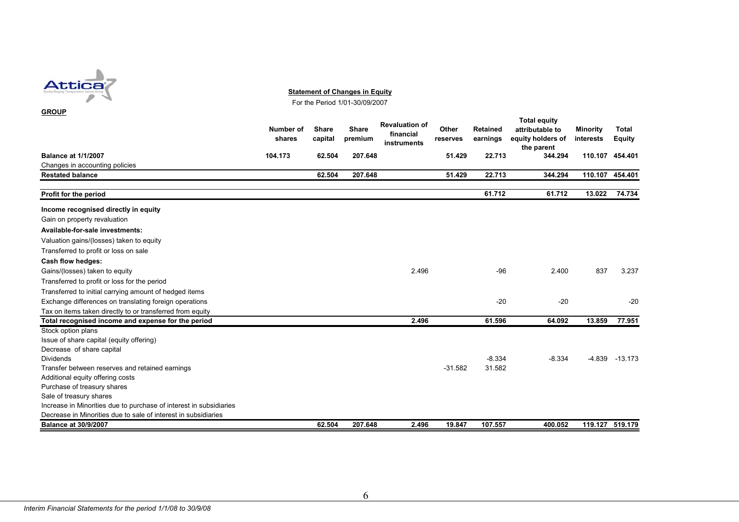**Statement of Changes in Equity**

For the Period 1/01-30/09/2007

**GROUP**

| | Number of shares | Share capital | Share premium | Revaluation of financial instruments | Other reserves | Retained earnings | Total equity attributable to equity holders of the parent | Minority interests | Total Equity |
|---|---|---|---|---|---|---|---|---|---|
| **Balance at 1/1/2007** | **104.173** | **62.504** | **207.648** | | **51.429** | **22.713** | **344.294** | **110.107** | **454.401** |
| Changes in accounting policies | | | | | | | | | |
| **Restated balance** | | **62.504** | **207.648** | | **51.429** | **22.713** | **344.294** | **110.107** | **454.401** |
| **Profit for the period** | | | | | | **61.712** | **61.712** | **13.022** | **74.734** |
| **Income recognised directly in equity** | | | | | | | | | |
| Gain on property revaluation | | | | | | | | | |
| **Available-for-sale investments:** | | | | | | | | | |
| Valuation gains/(losses) taken to equity | | | | | | | | | |
| Transferred to profit or loss on sale | | | | | | | | | |
| **Cash flow hedges:** | | | | | | | | | |
| Gains/(losses) taken to equity | | | | 2.496 | | -96 | 2.400 | 837 | 3.237 |
| Transferred to profit or loss for the period | | | | | | | | | |
| Transferred to initial carrying amount of hedged items | | | | | | | | | |
| Exchange differences on translating foreign operations | | | | | | -20 | -20 | | -20 |
| Tax on items taken directly to or transferred from equity | | | | | | | | | |
| **Total recognised income and expense for the period** | | | | **2.496** | | **61.596** | **64.092** | **13.859** | **77.951** |
| Stock option plans | | | | | | | | | |
| Issue of share capital (equity offering) | | | | | | | | | |
| Decrease of share capital | | | | | | | | | |
| Dividends | | | | | | -8.334 | -8.334 | -4.839 | -13.173 |
| Transfer between reserves and retained earnings | | | | | -31.582 | 31.582 | | | |
| Additional equity offering costs | | | | | | | | | |
| Purchase of treasury shares | | | | | | | | | |
| Sale of treasury shares | | | | | | | | | |
| Increase in Minorities due to purchase of interest in subsidiaries | | | | | | | | | |
| Decrease in Minorities due to sale of interest in subsidiaries | | | | | | | | | |
| **Balance at 30/9/2007** | | **62.504** | **207.648** | **2.496** | **19.847** | **107.557** | **400.052** | **119.127** | **519.179** |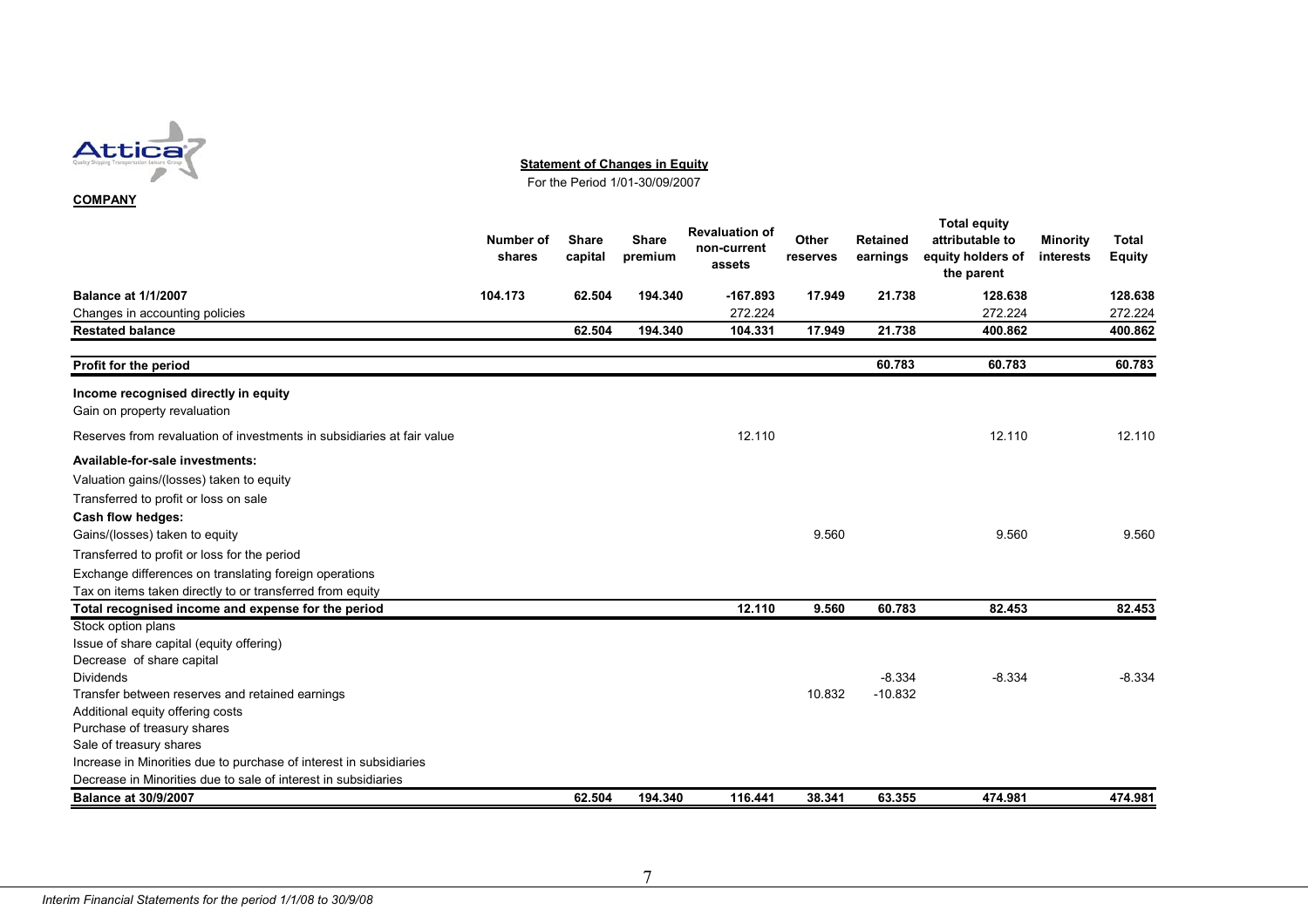**Statement of Changes in Equity**

For the Period 1/01-30/09/2007

**COMPANY**

| | Number of shares | Share capital | Share premium | Revaluation of non-current assets | Other reserves | Retained earnings | Total equity attributable to equity holders of the parent | Minority interests | Total Equity |
|---|---|---|---|---|---|---|---|---|---|
| **Balance at 1/1/2007** | **104.173** | **62.504** | **194.340** | **-167.893** | **17.949** | **21.738** | **128.638** | | **128.638** |
| Changes in accounting policies | | | | 272.224 | | | 272.224 | | 272.224 |
| **Restated balance** | | **62.504** | **194.340** | **104.331** | **17.949** | **21.738** | **400.862** | | **400.862** |
| **Profit for the period** | | | | | | **60.783** | **60.783** | | **60.783** |
| **Income recognised directly in equity** | | | | | | | | | |
| Gain on property revaluation | | | | | | | | | |
| Reserves from revaluation of investments in subsidiaries at fair value | | | | 12.110 | | | 12.110 | | 12.110 |
| **Available-for-sale investments:** | | | | | | | | | |
| Valuation gains/(losses) taken to equity | | | | | | | | | |
| Transferred to profit or loss on sale | | | | | | | | | |
| **Cash flow hedges:** | | | | | | | | | |
| Gains/(losses) taken to equity | | | | | 9.560 | | 9.560 | | 9.560 |
| Transferred to profit or loss for the period | | | | | | | | | |
| Exchange differences on translating foreign operations | | | | | | | | | |
| Tax on items taken directly to or transferred from equity | | | | | | | | | |
| **Total recognised income and expense for the period** | | | | **12.110** | **9.560** | **60.783** | **82.453** | | **82.453** |
| Stock option plans | | | | | | | | | |
| Issue of share capital (equity offering) | | | | | | | | | |
| Decrease of share capital | | | | | | | | | |
| Dividends | | | | | | -8.334 | -8.334 | | -8.334 |
| Transfer between reserves and retained earnings | | | | | 10.832 | -10.832 | | | |
| Additional equity offering costs | | | | | | | | | |
| Purchase of treasury shares | | | | | | | | | |
| Sale of treasury shares | | | | | | | | | |
| Increase in Minorities due to purchase of interest in subsidiaries | | | | | | | | | |
| Decrease in Minorities due to sale of interest in subsidiaries | | | | | | | | | |
| **Balance at 30/9/2007** | | **62.504** | **194.340** | **116.441** | **38.341** | **63.355** | **474.981** | | **474.981** |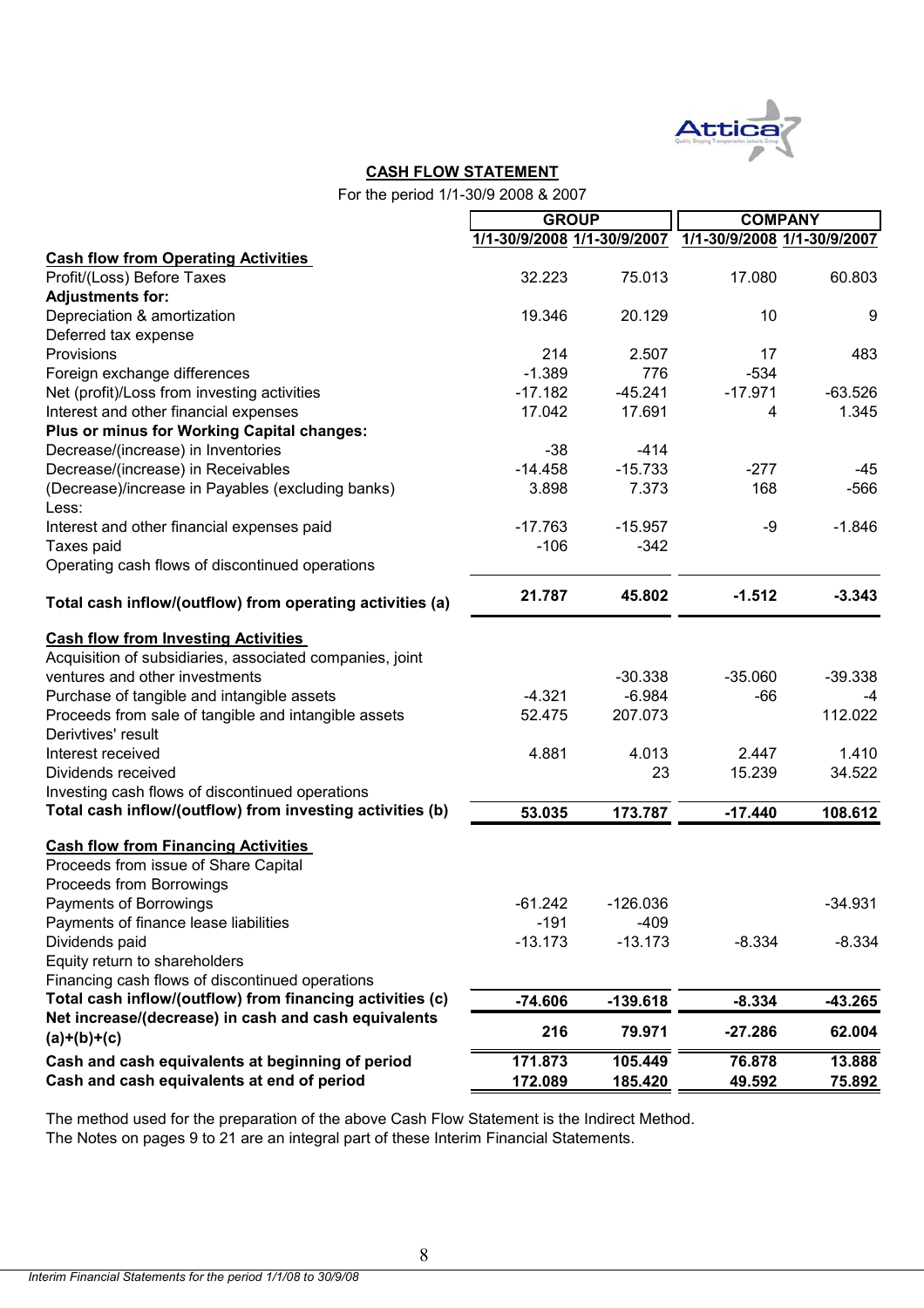## CASH FLOW STATEMENT

For the period 1/1-30/9 2008 & 2007

| | GROUP | | COMPANY | |
|---|---|---|---|---|
| | 1/1-30/9/2008 | 1/1-30/9/2007 | 1/1-30/9/2008 | 1/1-30/9/2007 |
| **Cash flow from Operating Activities** | | | | |
| Profit/(Loss) Before Taxes | 32.223 | 75.013 | 17.080 | 60.803 |
| **Adjustments for:** | | | | |
| Depreciation & amortization | 19.346 | 20.129 | 10 | 9 |
| Deferred tax expense | | | | |
| Provisions | 214 | 2.507 | 17 | 483 |
| Foreign exchange differences | -1.389 | 776 | -534 | |
| Net (profit)/Loss from investing activities | -17.182 | -45.241 | -17.971 | -63.526 |
| Interest and other financial expenses | 17.042 | 17.691 | 4 | 1.345 |
| **Plus or minus for Working Capital changes:** | | | | |
| Decrease/(increase) in Inventories | -38 | -414 | | |
| Decrease/(increase) in Receivables | -14.458 | -15.733 | -277 | -45 |
| (Decrease)/increase in Payables (excluding banks) | 3.898 | 7.373 | 168 | -566 |
| Less: | | | | |
| Interest and other financial expenses paid | -17.763 | -15.957 | -9 | -1.846 |
| Taxes paid | -106 | -342 | | |
| Operating cash flows of discontinued operations | | | | |
| **Total cash inflow/(outflow) from operating activities (a)** | **21.787** | **45.802** | **-1.512** | **-3.343** |
| **Cash flow from Investing Activities** | | | | |
| Acquisition of subsidiaries, associated companies, joint ventures and other investments | | -30.338 | -35.060 | -39.338 |
| Purchase of tangible and intangible assets | -4.321 | -6.984 | -66 | -4 |
| Proceeds from sale of tangible and intangible assets | 52.475 | 207.073 | | 112.022 |
| Derivtives' result | | | | |
| Interest received | 4.881 | 4.013 | 2.447 | 1.410 |
| Dividends received | | 23 | 15.239 | 34.522 |
| Investing cash flows of discontinued operations | | | | |
| **Total cash inflow/(outflow) from investing activities (b)** | **53.035** | **173.787** | **-17.440** | **108.612** |
| **Cash flow from Financing Activities** | | | | |
| Proceeds from issue of Share Capital | | | | |
| Proceeds from Borrowings | | | | |
| Payments of Borrowings | -61.242 | -126.036 | | -34.931 |
| Payments of finance lease liabilities | -191 | -409 | | |
| Dividends paid | -13.173 | -13.173 | -8.334 | -8.334 |
| Equity return to shareholders | | | | |
| Financing cash flows of discontinued operations | | | | |
| **Total cash inflow/(outflow) from financing activities (c)** | **-74.606** | **-139.618** | **-8.334** | **-43.265** |
| **Net increase/(decrease) in cash and cash equivalents (a)+(b)+(c)** | **216** | **79.971** | **-27.286** | **62.004** |
| **Cash and cash equivalents at beginning of period** | **171.873** | **105.449** | **76.878** | **13.888** |
| **Cash and cash equivalents at end of period** | **172.089** | **185.420** | **49.592** | **75.892** |

The method used for the preparation of the above Cash Flow Statement is the Indirect Method.
The Notes on pages 9 to 21 are an integral part of these Interim Financial Statements.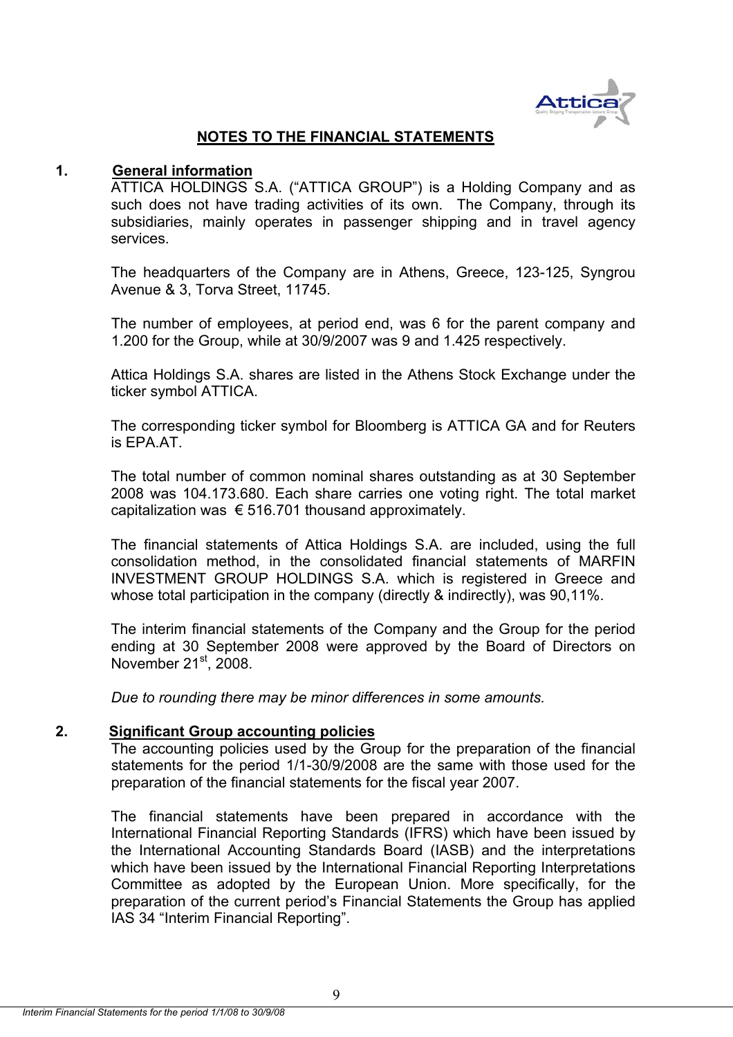# NOTES TO THE FINANCIAL STATEMENTS

## 1. General information

ATTICA HOLDINGS S.A. ("ATTICA GROUP") is a Holding Company and as such does not have trading activities of its own. The Company, through its subsidiaries, mainly operates in passenger shipping and in travel agency services.

The headquarters of the Company are in Athens, Greece, 123-125, Syngrou Avenue & 3, Torva Street, 11745.

The number of employees, at period end, was 6 for the parent company and 1.200 for the Group, while at 30/9/2007 was 9 and 1.425 respectively.

Attica Holdings S.A. shares are listed in the Athens Stock Exchange under the ticker symbol ATTICA.

The corresponding ticker symbol for Bloomberg is ATTICA GA and for Reuters is EPA.AT.

The total number of common nominal shares outstanding as at 30 September 2008 was 104.173.680. Each share carries one voting right. The total market capitalization was € 516.701 thousand approximately.

The financial statements of Attica Holdings S.A. are included, using the full consolidation method, in the consolidated financial statements of MARFIN INVESTMENT GROUP HOLDINGS S.A. which is registered in Greece and whose total participation in the company (directly & indirectly), was 90,11%.

The interim financial statements of the Company and the Group for the period ending at 30 September 2008 were approved by the Board of Directors on November 21st, 2008.

*Due to rounding there may be minor differences in some amounts.*

## 2. Significant Group accounting policies

The accounting policies used by the Group for the preparation of the financial statements for the period 1/1-30/9/2008 are the same with those used for the preparation of the financial statements for the fiscal year 2007.

The financial statements have been prepared in accordance with the International Financial Reporting Standards (IFRS) which have been issued by the International Accounting Standards Board (IASB) and the interpretations which have been issued by the International Financial Reporting Interpretations Committee as adopted by the European Union. More specifically, for the preparation of the current period's Financial Statements the Group has applied IAS 34 "Interim Financial Reporting".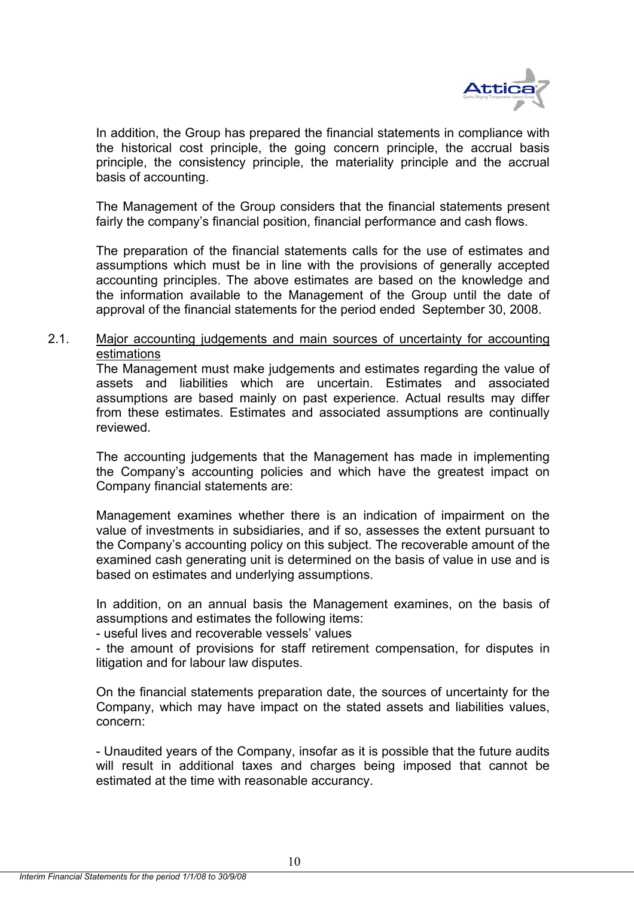In addition, the Group has prepared the financial statements in compliance with the historical cost principle, the going concern principle, the accrual basis principle, the consistency principle, the materiality principle and the accrual basis of accounting.

The Management of the Group considers that the financial statements present fairly the company's financial position, financial performance and cash flows.

The preparation of the financial statements calls for the use of estimates and assumptions which must be in line with the provisions of generally accepted accounting principles. The above estimates are based on the knowledge and the information available to the Management of the Group until the date of approval of the financial statements for the period ended September 30, 2008.

## 2.1. Major accounting judgements and main sources of uncertainty for accounting estimations

The Management must make judgements and estimates regarding the value of assets and liabilities which are uncertain. Estimates and associated assumptions are based mainly on past experience. Actual results may differ from these estimates. Estimates and associated assumptions are continually reviewed.

The accounting judgements that the Management has made in implementing the Company's accounting policies and which have the greatest impact on Company financial statements are:

Management examines whether there is an indication of impairment on the value of investments in subsidiaries, and if so, assesses the extent pursuant to the Company's accounting policy on this subject. The recoverable amount of the examined cash generating unit is determined on the basis of value in use and is based on estimates and underlying assumptions.

In addition, on an annual basis the Management examines, on the basis of assumptions and estimates the following items:

- useful lives and recoverable vessels' values
- the amount of provisions for staff retirement compensation, for disputes in litigation and for labour law disputes.

On the financial statements preparation date, the sources of uncertainty for the Company, which may have impact on the stated assets and liabilities values, concern:

- Unaudited years of the Company, insofar as it is possible that the future audits will result in additional taxes and charges being imposed that cannot be estimated at the time with reasonable accurancy.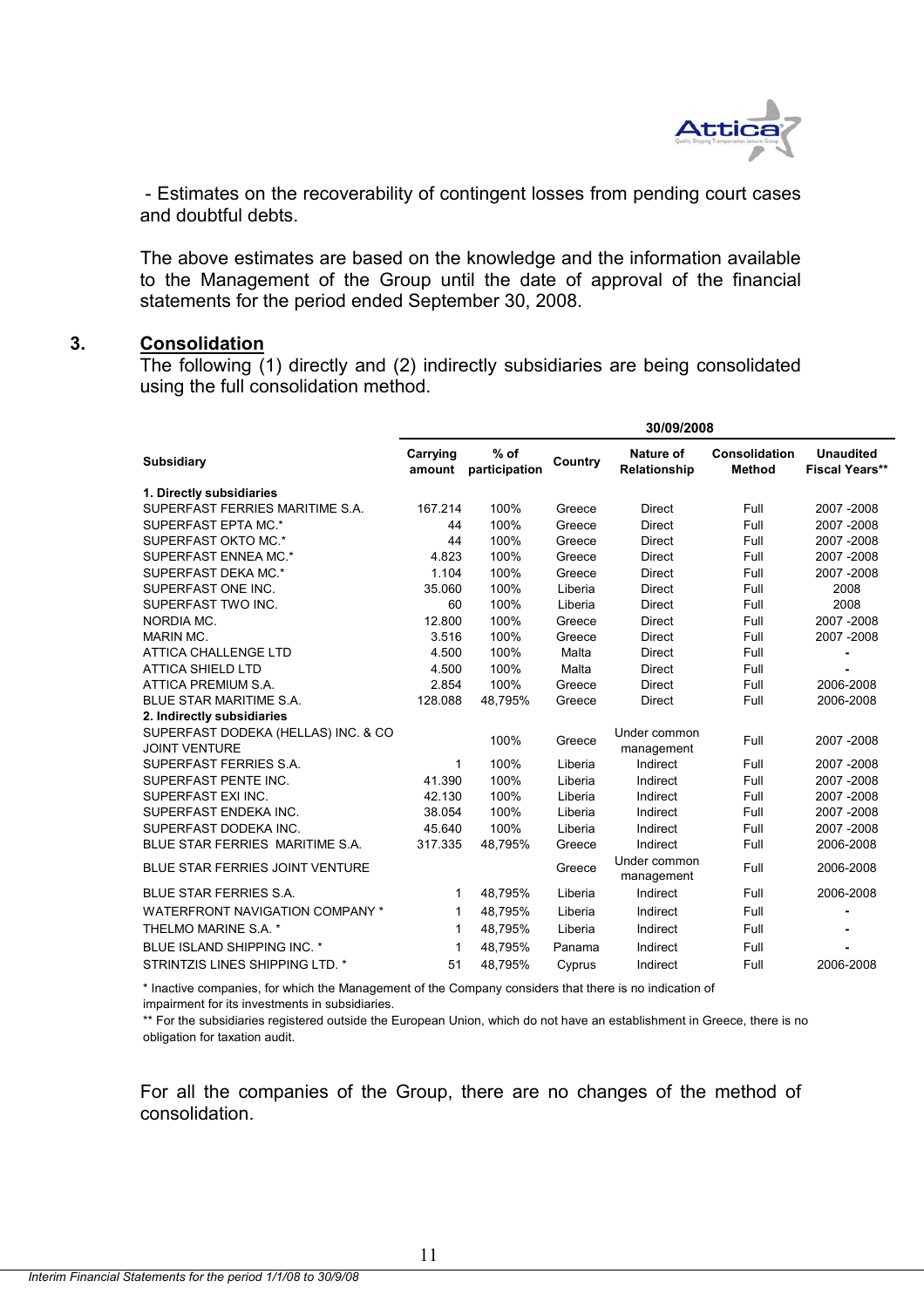- Estimates on the recoverability of contingent losses from pending court cases and doubtful debts.

The above estimates are based on the knowledge and the information available to the Management of the Group until the date of approval of the financial statements for the period ended September 30, 2008.

## 3. Consolidation

The following (1) directly and (2) indirectly subsidiaries are being consolidated using the full consolidation method.

| | 30/09/2008 | | | | | |
|---|---|---|---|---|---|---|
| **Subsidiary** | **Carrying amount** | **% of participation** | **Country** | **Nature of Relationship** | **Consolidation Method** | **Unaudited Fiscal Years\*\*** |
| **1. Directly subsidiaries** | | | | | | |
| SUPERFAST FERRIES MARITIME S.A. | 167.214 | 100% | Greece | Direct | Full | 2007 -2008 |
| SUPERFAST EPTA MC.* | 44 | 100% | Greece | Direct | Full | 2007 -2008 |
| SUPERFAST OKTO MC.* | 44 | 100% | Greece | Direct | Full | 2007 -2008 |
| SUPERFAST ENNEA MC.* | 4.823 | 100% | Greece | Direct | Full | 2007 -2008 |
| SUPERFAST DEKA MC.* | 1.104 | 100% | Greece | Direct | Full | 2007 -2008 |
| SUPERFAST ONE INC. | 35.060 | 100% | Liberia | Direct | Full | 2008 |
| SUPERFAST TWO INC. | 60 | 100% | Liberia | Direct | Full | 2008 |
| NORDIA MC. | 12.800 | 100% | Greece | Direct | Full | 2007 -2008 |
| MARIN MC. | 3.516 | 100% | Greece | Direct | Full | 2007 -2008 |
| ATTICA CHALLENGE LTD | 4.500 | 100% | Malta | Direct | Full | - |
| ATTICA SHIELD LTD | 4.500 | 100% | Malta | Direct | Full | - |
| ATTICA PREMIUM S.A. | 2.854 | 100% | Greece | Direct | Full | 2006-2008 |
| BLUE STAR MARITIME S.A. | 128.088 | 48,795% | Greece | Direct | Full | 2006-2008 |
| **2. Indirectly subsidiaries** | | | | | | |
| SUPERFAST DODEKA (HELLAS) INC. & CO JOINT VENTURE | | 100% | Greece | Under common management | Full | 2007 -2008 |
| SUPERFAST FERRIES S.A. | 1 | 100% | Liberia | Indirect | Full | 2007 -2008 |
| SUPERFAST PENTE INC. | 41.390 | 100% | Liberia | Indirect | Full | 2007 -2008 |
| SUPERFAST EXI INC. | 42.130 | 100% | Liberia | Indirect | Full | 2007 -2008 |
| SUPERFAST ENDEKA INC. | 38.054 | 100% | Liberia | Indirect | Full | 2007 -2008 |
| SUPERFAST DODEKA INC. | 45.640 | 100% | Liberia | Indirect | Full | 2007 -2008 |
| BLUE STAR FERRIES MARITIME S.A. | 317.335 | 48,795% | Greece | Indirect | Full | 2006-2008 |
| BLUE STAR FERRIES JOINT VENTURE | | | Greece | Under common management | Full | 2006-2008 |
| BLUE STAR FERRIES S.A. | 1 | 48,795% | Liberia | Indirect | Full | 2006-2008 |
| WATERFRONT NAVIGATION COMPANY * | 1 | 48,795% | Liberia | Indirect | Full | - |
| THELMO MARINE S.A. * | 1 | 48,795% | Liberia | Indirect | Full | - |
| BLUE ISLAND SHIPPING INC. * | 1 | 48,795% | Panama | Indirect | Full | - |
| STRINTZIS LINES SHIPPING LTD. * | 51 | 48,795% | Cyprus | Indirect | Full | 2006-2008 |

\* Inactive companies, for which the Management of the Company considers that there is no indication of impairment for its investments in subsidiaries.

\*\* For the subsidiaries registered outside the European Union, which do not have an establishment in Greece, there is no obligation for taxation audit.

For all the companies of the Group, there are no changes of the method of consolidation.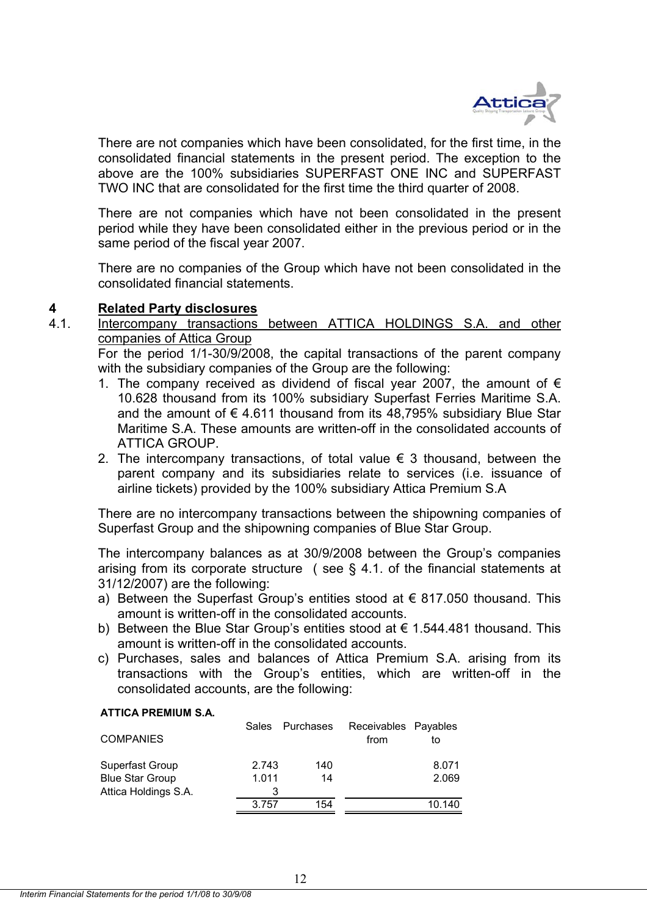There are not companies which have been consolidated, for the first time, in the consolidated financial statements in the present period. The exception to the above are the 100% subsidiaries SUPERFAST ONE INC and SUPERFAST TWO INC that are consolidated for the first time the third quarter of 2008.

There are not companies which have not been consolidated in the present period while they have been consolidated either in the previous period or in the same period of the fiscal year 2007.

There are no companies of the Group which have not been consolidated in the consolidated financial statements.

## 4 Related Party disclosures

### 4.1. Intercompany transactions between ATTICA HOLDINGS S.A. and other companies of Attica Group

For the period 1/1-30/9/2008, the capital transactions of the parent company with the subsidiary companies of the Group are the following:

1. The company received as dividend of fiscal year 2007, the amount of € 10.628 thousand from its 100% subsidiary Superfast Ferries Maritime S.A. and the amount of € 4.611 thousand from its 48,795% subsidiary Blue Star Maritime S.A. These amounts are written-off in the consolidated accounts of ATTICA GROUP.
2. The intercompany transactions, of total value € 3 thousand, between the parent company and its subsidiaries relate to services (i.e. issuance of airline tickets) provided by the 100% subsidiary Attica Premium S.A

There are no intercompany transactions between the shipowning companies of Superfast Group and the shipowning companies of Blue Star Group.

The intercompany balances as at 30/9/2008 between the Group's companies arising from its corporate structure ( see § 4.1. of the financial statements at 31/12/2007) are the following:

a) Between the Superfast Group's entities stood at € 817.050 thousand. This amount is written-off in the consolidated accounts.
b) Between the Blue Star Group's entities stood at € 1.544.481 thousand. This amount is written-off in the consolidated accounts.
c) Purchases, sales and balances of Attica Premium S.A. arising from its transactions with the Group's entities, which are written-off in the consolidated accounts, are the following:

**ATTICA PREMIUM S.A.**

| COMPANIES | Sales | Purchases | Receivables from | Payables to |
|---|---|---|---|---|
| Superfast Group | 2.743 | 140 | | 8.071 |
| Blue Star Group | 1.011 | 14 | | 2.069 |
| Attica Holdings S.A. | 3 | | | |
| | 3.757 | 154 | | 10.140 |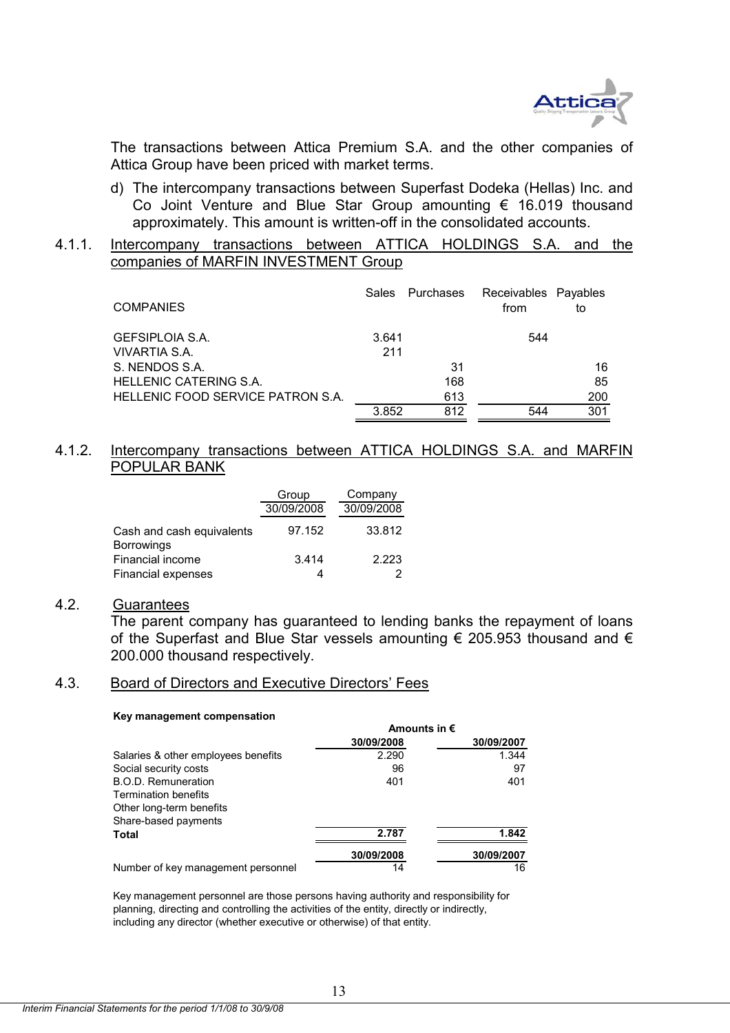The transactions between Attica Premium S.A. and the other companies of Attica Group have been priced with market terms.

d) The intercompany transactions between Superfast Dodeka (Hellas) Inc. and Co Joint Venture and Blue Star Group amounting € 16.019 thousand approximately. This amount is written-off in the consolidated accounts.

### 4.1.1. Intercompany transactions between ATTICA HOLDINGS S.A. and the companies of MARFIN INVESTMENT Group

| COMPANIES | Sales | Purchases | Receivables from | Payables to |
|---|---|---|---|---|
| GEFSIPLOIA S.A. | 3.641 | | 544 | |
| VIVARTIA S.A. | 211 | | | |
| S. NENDOS S.A. | | 31 | | 16 |
| HELLENIC CATERING S.A. | | 168 | | 85 |
| HELLENIC FOOD SERVICE PATRON S.A. | | 613 | | 200 |
| | 3.852 | 812 | 544 | 301 |

### 4.1.2. Intercompany transactions between ATTICA HOLDINGS S.A. and MARFIN POPULAR BANK

| | Group 30/09/2008 | Company 30/09/2008 |
|---|---|---|
| Cash and cash equivalents | 97.152 | 33.812 |
| Borrowings | | |
| Financial income | 3.414 | 2.223 |
| Financial expenses | 4 | 2 |

### 4.2. Guarantees

The parent company has guaranteed to lending banks the repayment of loans of the Superfast and Blue Star vessels amounting € 205.953 thousand and € 200.000 thousand respectively.

### 4.3. Board of Directors and Executive Directors' Fees

**Key management compensation**

| | Amounts in € | |
|---|---|---|
| | **30/09/2008** | **30/09/2007** |
| Salaries & other employees benefits | 2.290 | 1.344 |
| Social security costs | 96 | 97 |
| B.O.D. Remuneration | 401 | 401 |
| Termination benefits | | |
| Other long-term benefits | | |
| Share-based payments | | |
| **Total** | **2.787** | **1.842** |

| | **30/09/2008** | **30/09/2007** |
|---|---|---|
| Number of key management personnel | 14 | 16 |

Key management personnel are those persons having authority and responsibility for planning, directing and controlling the activities of the entity, directly or indirectly, including any director (whether executive or otherwise) of that entity.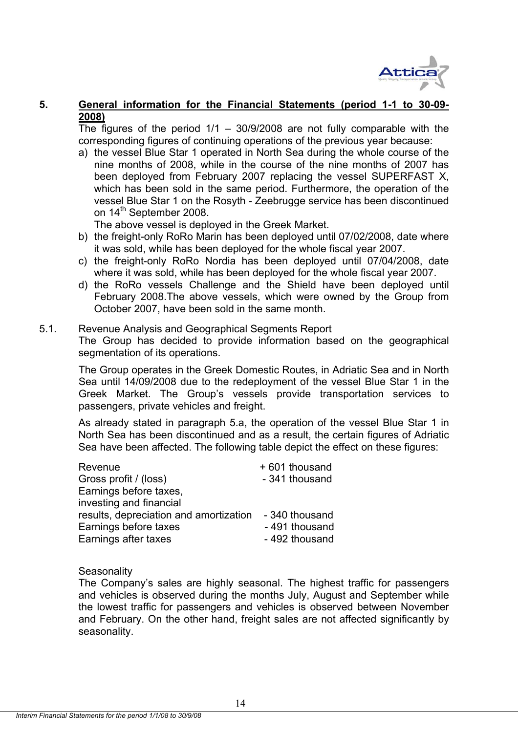## 5. General information for the Financial Statements (period 1-1 to 30-09-2008)

The figures of the period 1/1 – 30/9/2008 are not fully comparable with the corresponding figures of continuing operations of the previous year because:

a) the vessel Blue Star 1 operated in North Sea during the whole course of the nine months of 2008, while in the course of the nine months of 2007 has been deployed from February 2007 replacing the vessel SUPERFAST X, which has been sold in the same period. Furthermore, the operation of the vessel Blue Star 1 on the Rosyth - Zeebrugge service has been discontinued on 14th September 2008.
   The above vessel is deployed in the Greek Market.
b) the freight-only RoRo Marin has been deployed until 07/02/2008, date where it was sold, while has been deployed for the whole fiscal year 2007.
c) the freight-only RoRo Nordia has been deployed until 07/04/2008, date where it was sold, while has been deployed for the whole fiscal year 2007.
d) the RoRo vessels Challenge and the Shield have been deployed until February 2008.The above vessels, which were owned by the Group from October 2007, have been sold in the same month.

### 5.1. Revenue Analysis and Geographical Segments Report

The Group has decided to provide information based on the geographical segmentation of its operations.

The Group operates in the Greek Domestic Routes, in Adriatic Sea and in North Sea until 14/09/2008 due to the redeployment of the vessel Blue Star 1 in the Greek Market. The Group's vessels provide transportation services to passengers, private vehicles and freight.

As already stated in paragraph 5.a, the operation of the vessel Blue Star 1 in North Sea has been discontinued and as a result, the certain figures of Adriatic Sea have been affected. The following table depict the effect on these figures:

| | |
|---|---|
| Revenue | + 601 thousand |
| Gross profit / (loss) | - 341 thousand |
| Earnings before taxes, investing and financial results, depreciation and amortization | - 340 thousand |
| Earnings before taxes | - 491 thousand |
| Earnings after taxes | - 492 thousand |

Seasonality

The Company's sales are highly seasonal. The highest traffic for passengers and vehicles is observed during the months July, August and September while the lowest traffic for passengers and vehicles is observed between November and February. On the other hand, freight sales are not affected significantly by seasonality.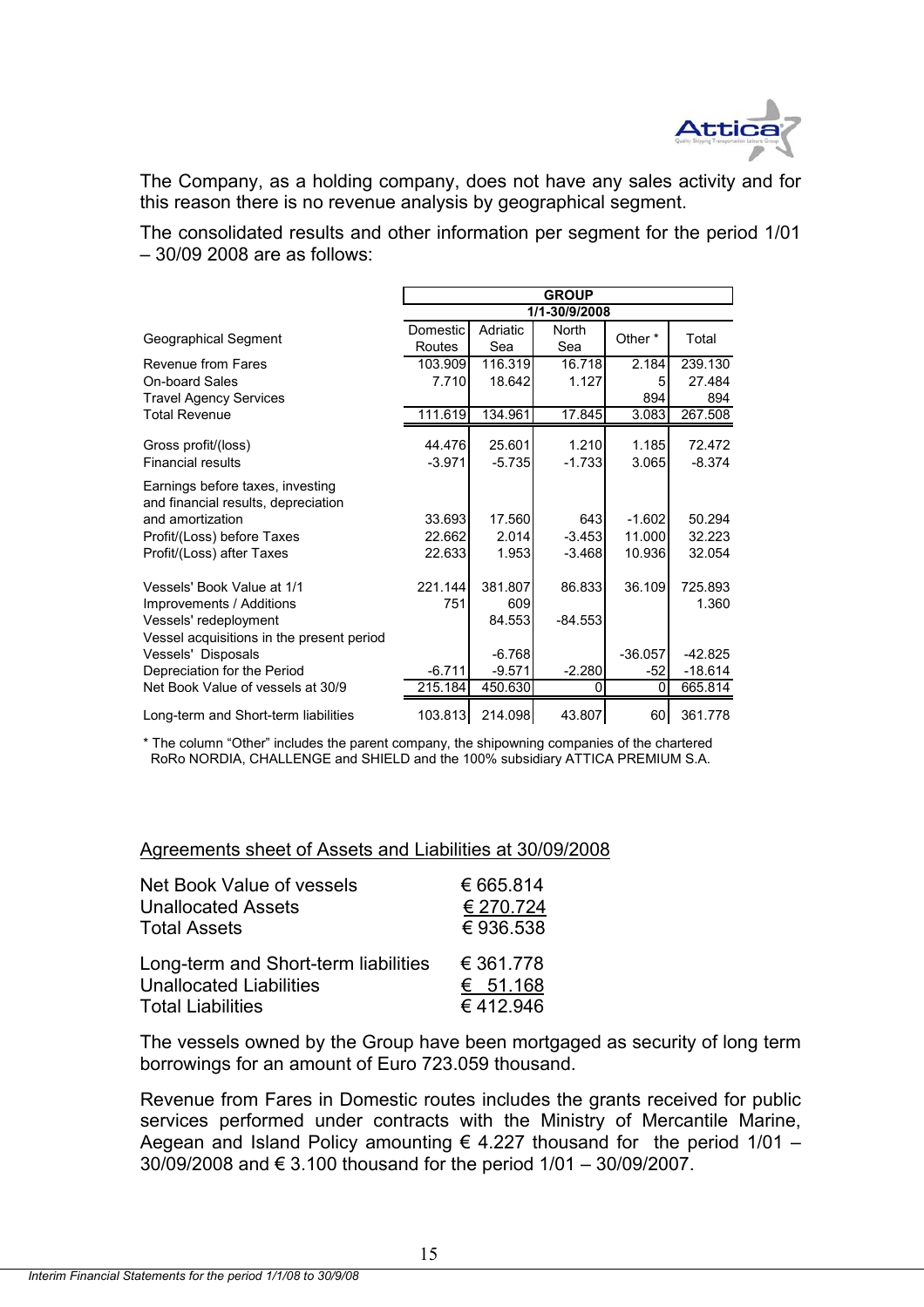The Company, as a holding company, does not have any sales activity and for this reason there is no revenue analysis by geographical segment.

The consolidated results and other information per segment for the period 1/01 – 30/09 2008 are as follows:

| | GROUP | | | | |
|---|---|---|---|---|---|
| | 1/1-30/9/2008 | | | | |
| Geographical Segment | Domestic Routes | Adriatic Sea | North Sea | Other * | Total |
| Revenue from Fares | 103.909 | 116.319 | 16.718 | 2.184 | 239.130 |
| On-board Sales | 7.710 | 18.642 | 1.127 | 5 | 27.484 |
| Travel Agency Services | | | | 894 | 894 |
| Total Revenue | 111.619 | 134.961 | 17.845 | 3.083 | 267.508 |
| Gross profit/(loss) | 44.476 | 25.601 | 1.210 | 1.185 | 72.472 |
| Financial results | -3.971 | -5.735 | -1.733 | 3.065 | -8.374 |
| Earnings before taxes, investing and financial results, depreciation and amortization | 33.693 | 17.560 | 643 | -1.602 | 50.294 |
| Profit/(Loss) before Taxes | 22.662 | 2.014 | -3.453 | 11.000 | 32.223 |
| Profit/(Loss) after Taxes | 22.633 | 1.953 | -3.468 | 10.936 | 32.054 |
| Vessels' Book Value at 1/1 | 221.144 | 381.807 | 86.833 | 36.109 | 725.893 |
| Improvements / Additions | 751 | 609 | | | 1.360 |
| Vessels' redeployment | | 84.553 | -84.553 | | |
| Vessel acquisitions in the present period | | | | | |
| Vessels' Disposals | | -6.768 | | -36.057 | -42.825 |
| Depreciation for the Period | -6.711 | -9.571 | -2.280 | -52 | -18.614 |
| Net Book Value of vessels at 30/9 | 215.184 | 450.630 | 0 | 0 | 665.814 |
| Long-term and Short-term liabilities | 103.813 | 214.098 | 43.807 | 60 | 361.778 |

\* The column "Other" includes the parent company, the shipowning companies of the chartered RoRo NORDIA, CHALLENGE and SHIELD and the 100% subsidiary ATTICA PREMIUM S.A.

<u>Agreements sheet of Assets and Liabilities at 30/09/2008</u>

| | |
|---|---|
| Net Book Value of vessels | € 665.814 |
| Unallocated Assets | € 270.724 |
| Total Assets | € 936.538 |
| Long-term and Short-term liabilities | € 361.778 |
| Unallocated Liabilities | € 51.168 |
| Total Liabilities | € 412.946 |

The vessels owned by the Group have been mortgaged as security of long term borrowings for an amount of Euro 723.059 thousand.

Revenue from Fares in Domestic routes includes the grants received for public services performed under contracts with the Ministry of Mercantile Marine, Aegean and Island Policy amounting € 4.227 thousand for the period 1/01 – 30/09/2008 and € 3.100 thousand for the period 1/01 – 30/09/2007.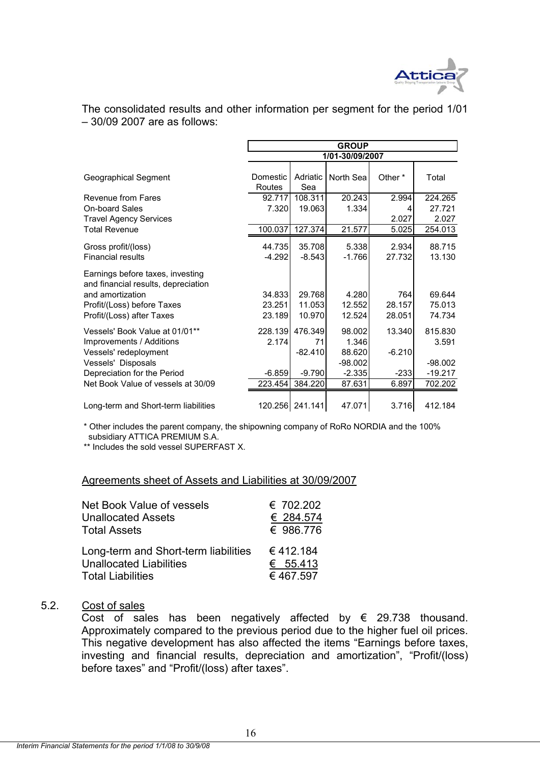The consolidated results and other information per segment for the period 1/01 – 30/09 2007 are as follows:

| | GROUP | | | | |
|---|---|---|---|---|---|
| | 1/01-30/09/2007 | | | | |
| Geographical Segment | Domestic Routes | Adriatic Sea | North Sea | Other * | Total |
| Revenue from Fares | 92.717 | 108.311 | 20.243 | 2.994 | 224.265 |
| On-board Sales | 7.320 | 19.063 | 1.334 | 4 | 27.721 |
| Travel Agency Services | | | | 2.027 | 2.027 |
| Total Revenue | 100.037 | 127.374 | 21.577 | 5.025 | 254.013 |
| Gross profit/(loss) | 44.735 | 35.708 | 5.338 | 2.934 | 88.715 |
| Financial results | -4.292 | -8.543 | -1.766 | 27.732 | 13.130 |
| Earnings before taxes, investing and financial results, depreciation and amortization | 34.833 | 29.768 | 4.280 | 764 | 69.644 |
| Profit/(Loss) before Taxes | 23.251 | 11.053 | 12.552 | 28.157 | 75.013 |
| Profit/(Loss) after Taxes | 23.189 | 10.970 | 12.524 | 28.051 | 74.734 |
| Vessels' Book Value at 01/01** | 228.139 | 476.349 | 98.002 | 13.340 | 815.830 |
| Improvements / Additions | 2.174 | 71 | 1.346 | | 3.591 |
| Vessels' redeployment | | -82.410 | 88.620 | -6.210 | |
| Vessels' Disposals | | | -98.002 | | -98.002 |
| Depreciation for the Period | -6.859 | -9.790 | -2.335 | -233 | -19.217 |
| Net Book Value of vessels at 30/09 | 223.454 | 384.220 | 87.631 | 6.897 | 702.202 |
| Long-term and Short-term liabilities | 120.256 | 241.141 | 47.071 | 3.716 | 412.184 |

\* Other includes the parent company, the shipowning company of RoRo NORDIA and the 100% subsidiary ATTICA PREMIUM S.A.

\*\* Includes the sold vessel SUPERFAST X.

Agreements sheet of Assets and Liabilities at 30/09/2007

| | |
|---|---|
| Net Book Value of vessels | € 702.202 |
| Unallocated Assets | € 284.574 |
| Total Assets | € 986.776 |
| Long-term and Short-term liabilities | € 412.184 |
| Unallocated Liabilities | € 55.413 |
| Total Liabilities | € 467.597 |

5.2. Cost of sales

Cost of sales has been negatively affected by € 29.738 thousand. Approximately compared to the previous period due to the higher fuel oil prices. This negative development has also affected the items "Earnings before taxes, investing and financial results, depreciation and amortization", "Profit/(loss) before taxes" and "Profit/(loss) after taxes".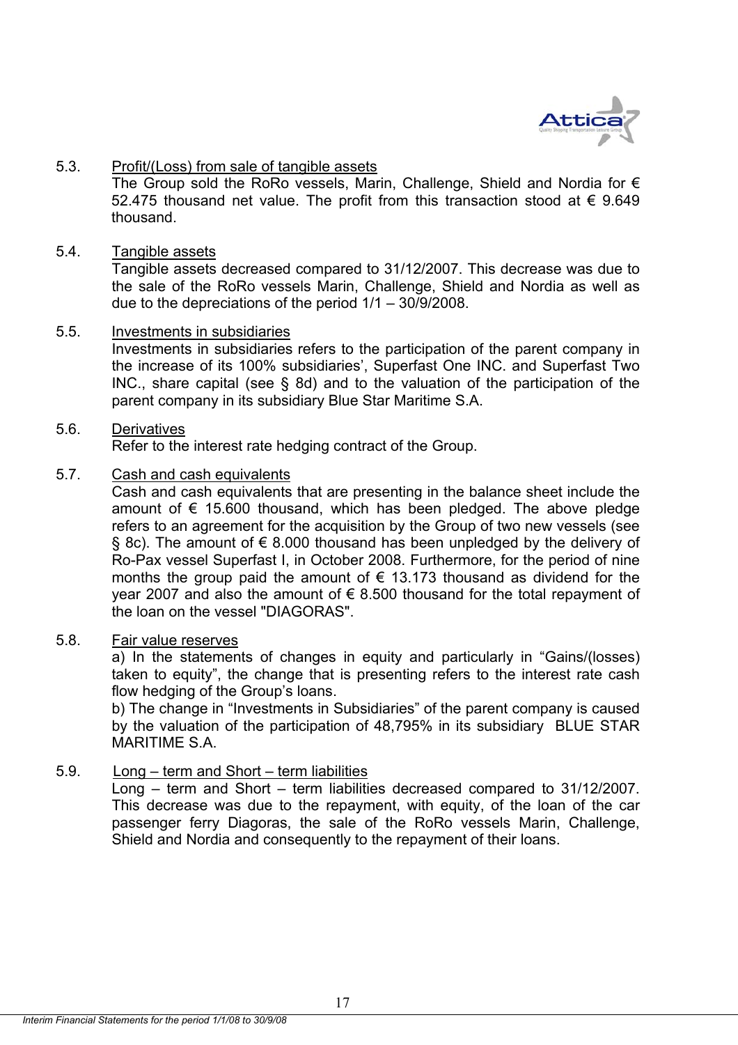5.3. Profit/(Loss) from sale of tangible assets

The Group sold the RoRo vessels, Marin, Challenge, Shield and Nordia for € 52.475 thousand net value. The profit from this transaction stood at € 9.649 thousand.

5.4. Tangible assets

Tangible assets decreased compared to 31/12/2007. This decrease was due to the sale of the RoRo vessels Marin, Challenge, Shield and Nordia as well as due to the depreciations of the period 1/1 – 30/9/2008.

5.5. Investments in subsidiaries

Investments in subsidiaries refers to the participation of the parent company in the increase of its 100% subsidiaries', Superfast One INC. and Superfast Two INC., share capital (see § 8d) and to the valuation of the participation of the parent company in its subsidiary Blue Star Maritime S.A.

5.6. Derivatives

Refer to the interest rate hedging contract of the Group.

5.7. Cash and cash equivalents

Cash and cash equivalents that are presenting in the balance sheet include the amount of € 15.600 thousand, which has been pledged. The above pledge refers to an agreement for the acquisition by the Group of two new vessels (see § 8c). The amount of € 8.000 thousand has been unpledged by the delivery of Ro-Pax vessel Superfast I, in October 2008. Furthermore, for the period of nine months the group paid the amount of € 13.173 thousand as dividend for the year 2007 and also the amount of € 8.500 thousand for the total repayment of the loan on the vessel "DIAGORAS".

5.8. Fair value reserves

a) In the statements of changes in equity and particularly in "Gains/(losses) taken to equity", the change that is presenting refers to the interest rate cash flow hedging of the Group's loans.

b) The change in "Investments in Subsidiaries" of the parent company is caused by the valuation of the participation of 48,795% in its subsidiary BLUE STAR MARITIME S.A.

5.9. Long – term and Short – term liabilities

Long – term and Short – term liabilities decreased compared to 31/12/2007. This decrease was due to the repayment, with equity, of the loan of the car passenger ferry Diagoras, the sale of the RoRo vessels Marin, Challenge, Shield and Nordia and consequently to the repayment of their loans.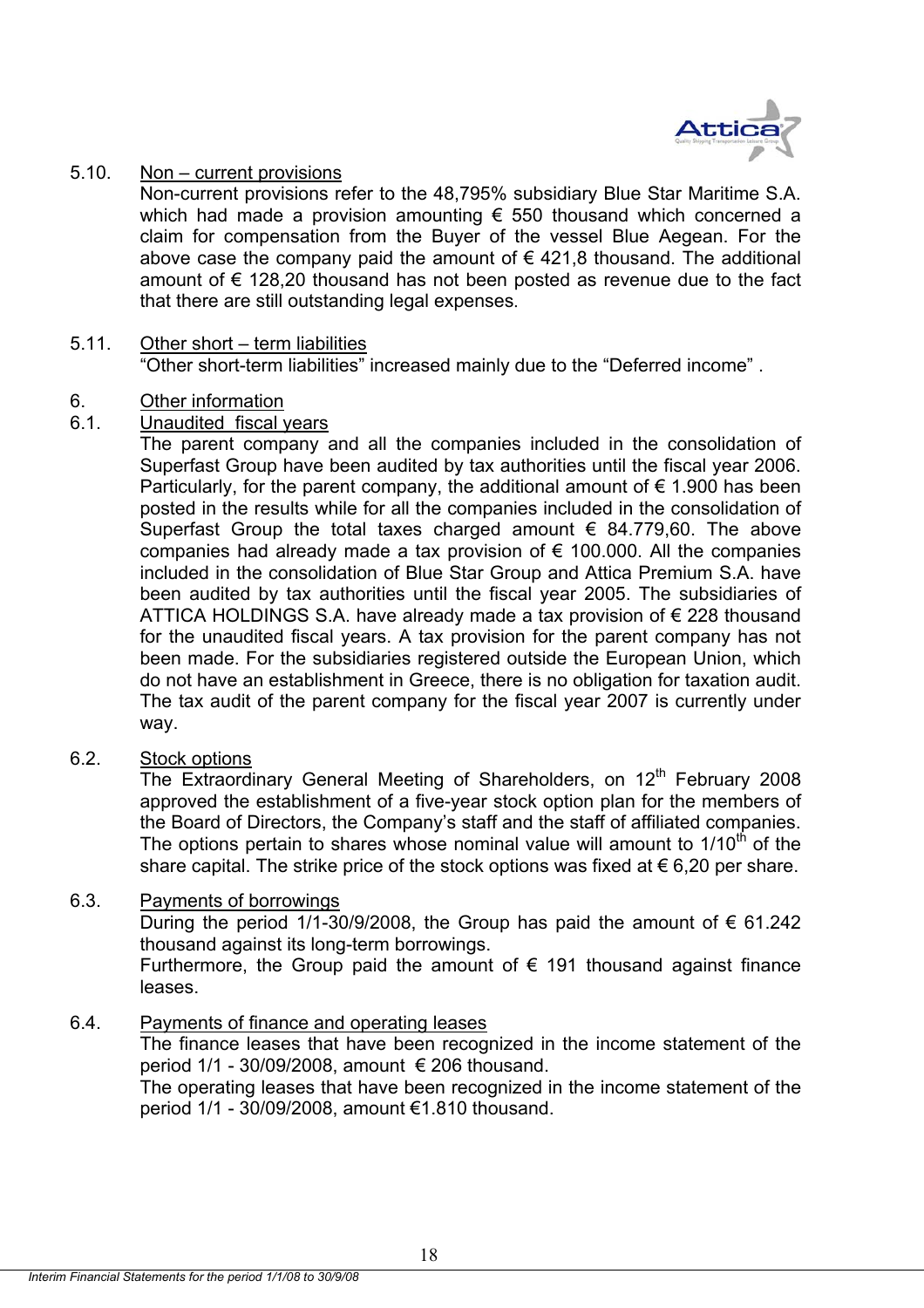5.10. Non – current provisions

Non-current provisions refer to the 48,795% subsidiary Blue Star Maritime S.A. which had made a provision amounting € 550 thousand which concerned a claim for compensation from the Buyer of the vessel Blue Aegean. For the above case the company paid the amount of € 421,8 thousand. The additional amount of € 128,20 thousand has not been posted as revenue due to the fact that there are still outstanding legal expenses.

5.11. Other short – term liabilities

"Other short-term liabilities" increased mainly due to the "Deferred income" .

6. Other information

6.1. Unaudited fiscal years

The parent company and all the companies included in the consolidation of Superfast Group have been audited by tax authorities until the fiscal year 2006. Particularly, for the parent company, the additional amount of € 1.900 has been posted in the results while for all the companies included in the consolidation of Superfast Group the total taxes charged amount € 84.779,60. The above companies had already made a tax provision of € 100.000. All the companies included in the consolidation of Blue Star Group and Attica Premium S.A. have been audited by tax authorities until the fiscal year 2005. The subsidiaries of ATTICA HOLDINGS S.A. have already made a tax provision of € 228 thousand for the unaudited fiscal years. A tax provision for the parent company has not been made. For the subsidiaries registered outside the European Union, which do not have an establishment in Greece, there is no obligation for taxation audit. The tax audit of the parent company for the fiscal year 2007 is currently under way.

6.2. Stock options

The Extraordinary General Meeting of Shareholders, on 12th February 2008 approved the establishment of a five-year stock option plan for the members of the Board of Directors, the Company's staff and the staff of affiliated companies. The options pertain to shares whose nominal value will amount to 1/10th of the share capital. The strike price of the stock options was fixed at € 6,20 per share.

6.3. Payments of borrowings

During the period 1/1-30/9/2008, the Group has paid the amount of € 61.242 thousand against its long-term borrowings.

Furthermore, the Group paid the amount of € 191 thousand against finance leases.

6.4. Payments of finance and operating leases

The finance leases that have been recognized in the income statement of the period 1/1 - 30/09/2008, amount € 206 thousand.

The operating leases that have been recognized in the income statement of the period 1/1 - 30/09/2008, amount €1.810 thousand.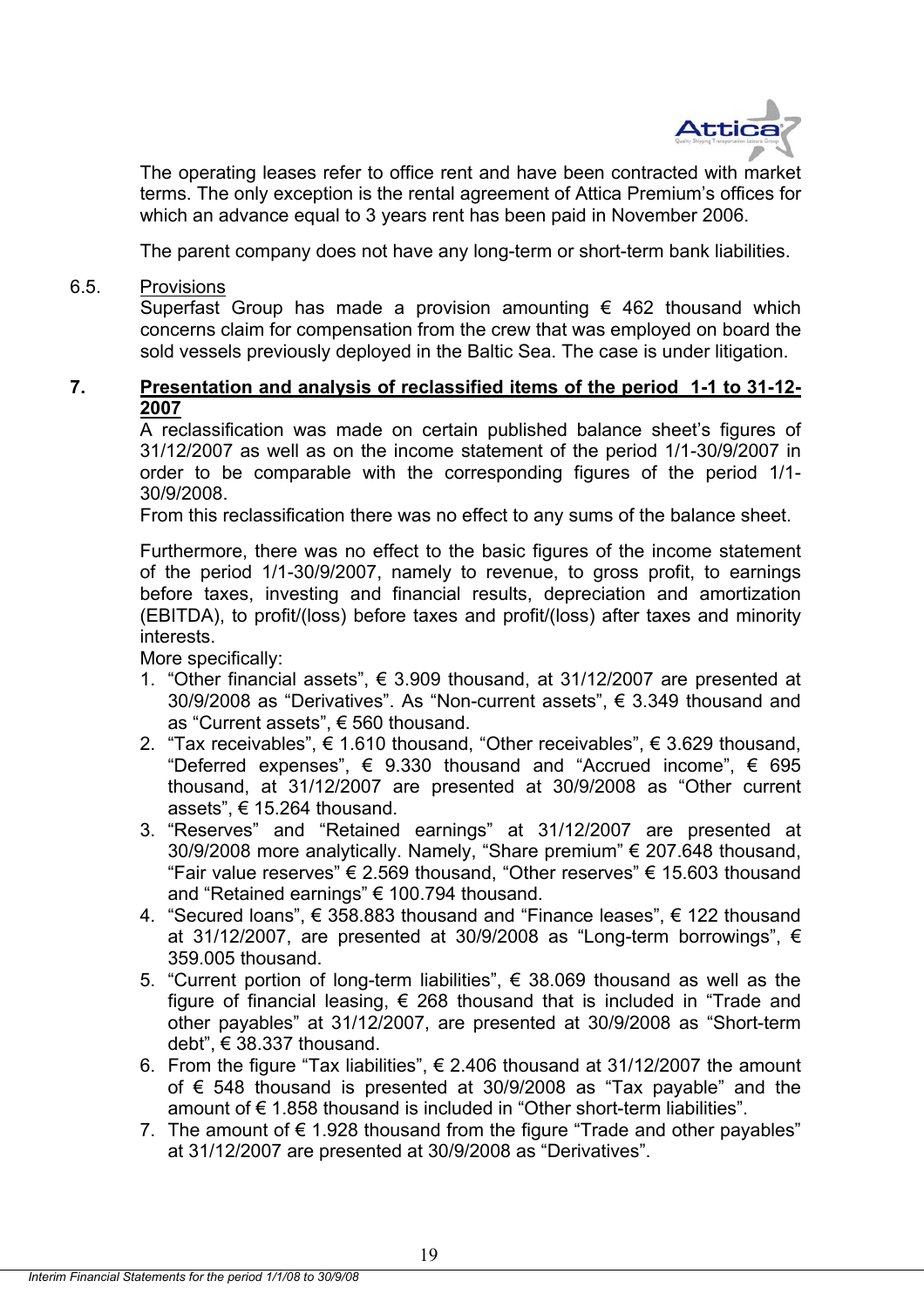The operating leases refer to office rent and have been contracted with market terms. The only exception is the rental agreement of Attica Premium's offices for which an advance equal to 3 years rent has been paid in November 2006.

The parent company does not have any long-term or short-term bank liabilities.

6.5. Provisions

Superfast Group has made a provision amounting € 462 thousand which concerns claim for compensation from the crew that was employed on board the sold vessels previously deployed in the Baltic Sea. The case is under litigation.

## 7. Presentation and analysis of reclassified items of the period 1-1 to 31-12-2007

A reclassification was made on certain published balance sheet's figures of 31/12/2007 as well as on the income statement of the period 1/1-30/9/2007 in order to be comparable with the corresponding figures of the period 1/1-30/9/2008.

From this reclassification there was no effect to any sums of the balance sheet.

Furthermore, there was no effect to the basic figures of the income statement of the period 1/1-30/9/2007, namely to revenue, to gross profit, to earnings before taxes, investing and financial results, depreciation and amortization (EBITDA), to profit/(loss) before taxes and profit/(loss) after taxes and minority interests.

More specifically:

1. "Other financial assets", € 3.909 thousand, at 31/12/2007 are presented at 30/9/2008 as "Derivatives". As "Non-current assets", € 3.349 thousand and as "Current assets", € 560 thousand.
2. "Tax receivables", € 1.610 thousand, "Other receivables", € 3.629 thousand, "Deferred expenses", € 9.330 thousand and "Accrued income", € 695 thousand, at 31/12/2007 are presented at 30/9/2008 as "Other current assets", € 15.264 thousand.
3. "Reserves" and "Retained earnings" at 31/12/2007 are presented at 30/9/2008 more analytically. Namely, "Share premium" € 207.648 thousand, "Fair value reserves" € 2.569 thousand, "Other reserves" € 15.603 thousand and "Retained earnings" € 100.794 thousand.
4. "Secured loans", € 358.883 thousand and "Finance leases", € 122 thousand at 31/12/2007, are presented at 30/9/2008 as "Long-term borrowings", € 359.005 thousand.
5. "Current portion of long-term liabilities", € 38.069 thousand as well as the figure of financial leasing, € 268 thousand that is included in "Trade and other payables" at 31/12/2007, are presented at 30/9/2008 as "Short-term debt", € 38.337 thousand.
6. From the figure "Tax liabilities", € 2.406 thousand at 31/12/2007 the amount of € 548 thousand is presented at 30/9/2008 as "Tax payable" and the amount of € 1.858 thousand is included in "Other short-term liabilities".
7. The amount of € 1.928 thousand from the figure "Trade and other payables" at 31/12/2007 are presented at 30/9/2008 as "Derivatives".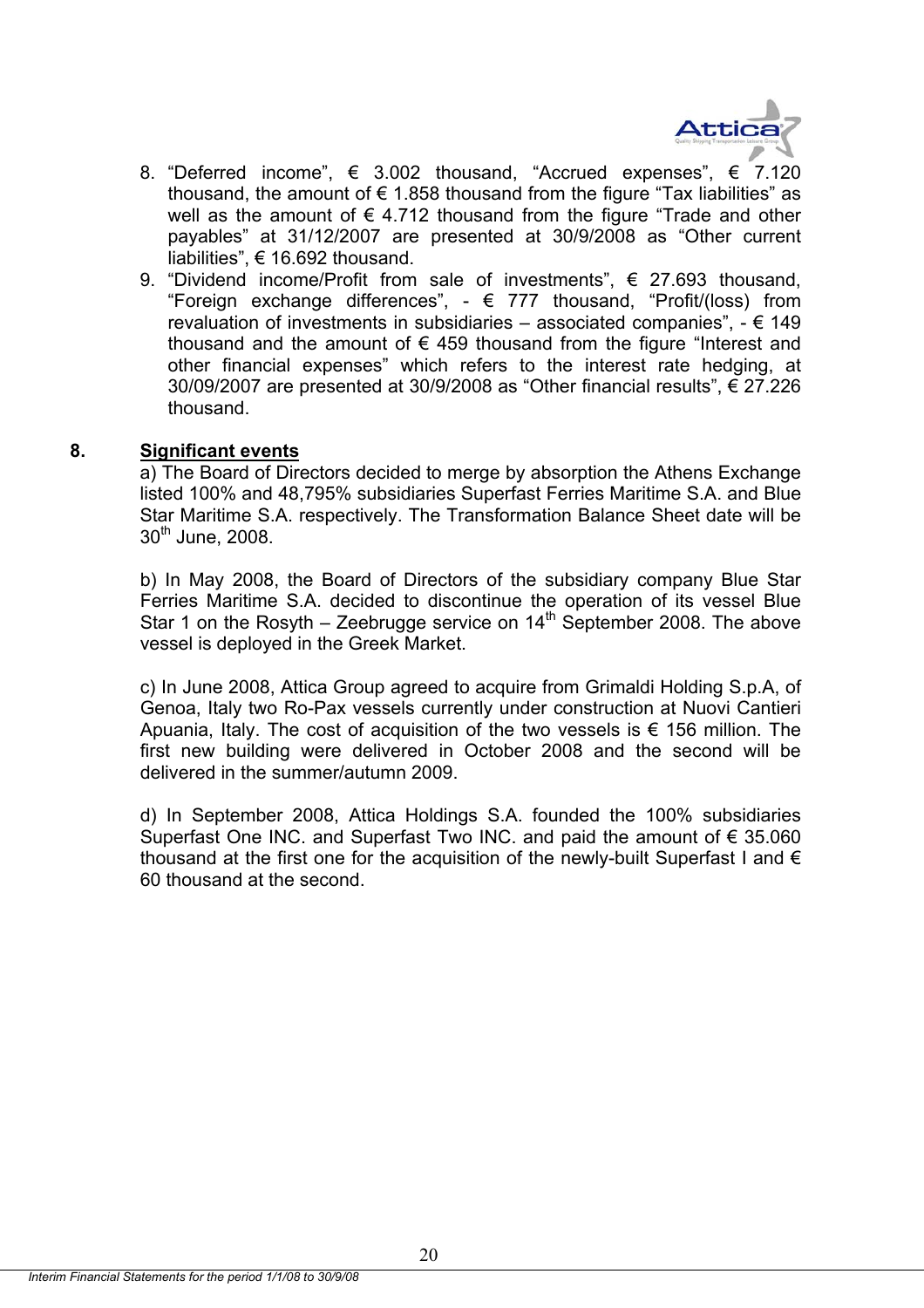8. "Deferred income", € 3.002 thousand, "Accrued expenses", € 7.120 thousand, the amount of € 1.858 thousand from the figure "Tax liabilities" as well as the amount of € 4.712 thousand from the figure "Trade and other payables" at 31/12/2007 are presented at 30/9/2008 as "Other current liabilities", € 16.692 thousand.
9. "Dividend income/Profit from sale of investments", € 27.693 thousand, "Foreign exchange differences", - € 777 thousand, "Profit/(loss) from revaluation of investments in subsidiaries – associated companies", - € 149 thousand and the amount of € 459 thousand from the figure "Interest and other financial expenses" which refers to the interest rate hedging, at 30/09/2007 are presented at 30/9/2008 as "Other financial results", € 27.226 thousand.

## 8. Significant events

a) The Board of Directors decided to merge by absorption the Athens Exchange listed 100% and 48,795% subsidiaries Superfast Ferries Maritime S.A. and Blue Star Maritime S.A. respectively. The Transformation Balance Sheet date will be 30th June, 2008.

b) In May 2008, the Board of Directors of the subsidiary company Blue Star Ferries Maritime S.A. decided to discontinue the operation of its vessel Blue Star 1 on the Rosyth – Zeebrugge service on 14th September 2008. The above vessel is deployed in the Greek Market.

c) In June 2008, Attica Group agreed to acquire from Grimaldi Holding S.p.A, of Genoa, Italy two Ro-Pax vessels currently under construction at Nuovi Cantieri Apuania, Italy. The cost of acquisition of the two vessels is € 156 million. The first new building were delivered in October 2008 and the second will be delivered in the summer/autumn 2009.

d) In September 2008, Attica Holdings S.A. founded the 100% subsidiaries Superfast One INC. and Superfast Two INC. and paid the amount of € 35.060 thousand at the first one for the acquisition of the newly-built Superfast I and € 60 thousand at the second.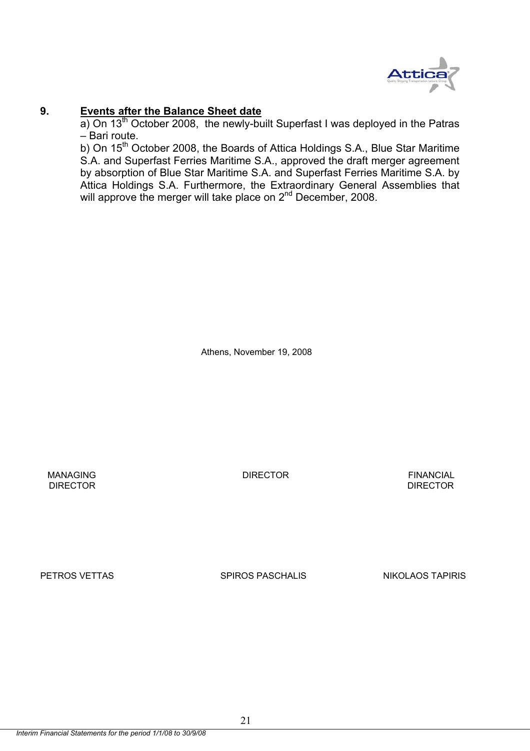## 9. **Events after the Balance Sheet date**

a) On 13th October 2008, the newly-built Superfast I was deployed in the Patras – Bari route.

b) On 15th October 2008, the Boards of Attica Holdings S.A., Blue Star Maritime S.A. and Superfast Ferries Maritime S.A., approved the draft merger agreement by absorption of Blue Star Maritime S.A. and Superfast Ferries Maritime S.A. by Attica Holdings S.A. Furthermore, the Extraordinary General Assemblies that will approve the merger will take place on 2nd December, 2008.

Athens, November 19, 2008

| MANAGING DIRECTOR | DIRECTOR | FINANCIAL DIRECTOR |
|---|---|---|
| PETROS VETTAS | SPIROS PASCHALIS | NIKOLAOS TAPIRIS |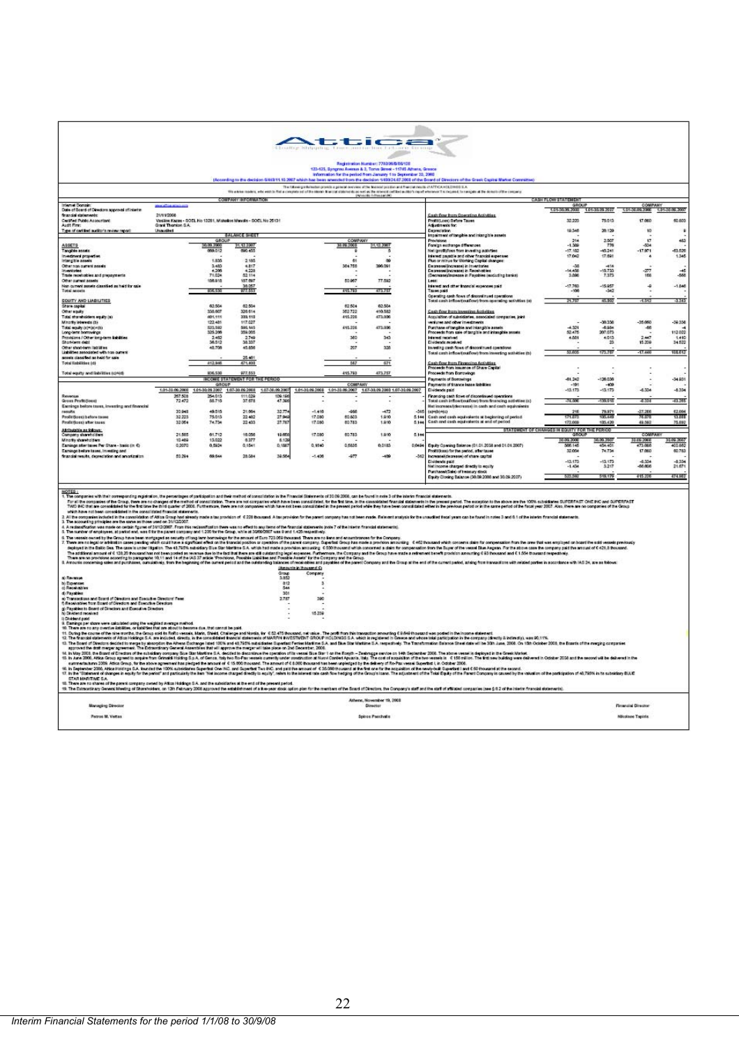# Attica Group

**Registration Number: 7702/06/B/86/128**
**123-125, Syngrou Avenue & 3, Torva Street - 11745 Athens, Greece**
**Information for the period from January 1 to September 30, 2008**
**(According to the decision 6/448/11.10.2007 which has been amended from the decision 1/480/24.07.2008 of the Board of Directors of the Greek Capital Market Committee)**

The following information provide a general overview of the financial position and financial results of ATTICA HOLDINGS S.A. We advise readers, who wish to find a complete set of the interim financial statements as well as the external certified auditor's report wherever it is required, to navigate at the domain of the company.

(Amounts in thousand €)

## COMPANY INFORMATION

| | |
|---|---|
| Internet Domain: | www.attica-group.com |
| Date of Board of Directors approval of interim financial statements: | 21/11/2008 |
| Certified Public Accountant: | Vasilios Kazas - SOEL No 13281, Michalios Manolis - SOEL No 25131 |
| Audit Firm: | Grant Thornton S.A. |
| Type of certified auditor's review report: | Unaudited |

## BALANCE SHEET

| | GROUP | | COMPANY | |
|---|---|---|---|---|
| | 30.09.2008 | 31.12.2007 | 30.09.2008 | 31.12.2007 |
| **ASSETS** | | | | |
| Tangible assets | 769.012 | 890.453 | 9 | 5 |
| Investment property | - | - | - | - |
| Intangible assets | 1.635 | 2.165 | 61 | 89 |
| Other non current assets | 3.483 | 4.817 | 364.755 | 396.091 |
| Inventories | 4.266 | 4.228 | - | - |
| Trade receivables and prepayments | 71.524 | 52.114 | - | - |
| Other current assets | 106.618 | 107.897 | 50.967 | 77.592 |
| Non current assets classified as held for sale | - | 38.057 | - | - |
| Total assets | 936.538 | 977.553 | 415.793 | 473.757 |
| **EQUITY AND LIABILITIES** | | | | |
| Share capital | 62.504 | 62.504 | 62.504 | 62.504 |
| Other equity | 338.607 | 326.614 | 352.722 | 410.582 |
| Total shareholders equity (a) | 401.111 | 389.118 | 415.226 | 473.086 |
| Minority interests (b) | 122.481 | 117.027 | - | - |
| Total equity (c)=(a)+(b) | 523.592 | 506.145 | 415.226 | 473.086 |
| Long-term borrowings | 325.398 | 356.005 | - | - |
| Provisions / Other long-term liabilities | 2.462 | 2.749 | 360 | 343 |
| Short-term debt | 36.512 | 38.337 | - | - |
| Other short-term liabilities | 48.706 | 45.856 | 207 | 328 |
| Liabilities associated with non current assets classified as held for sale | - | 28.461 | - | - |
| Total liabilities (d) | 412.946 | 471.408 | 567 | 671 |
| Total equity and liabilities (c)+(d) | 936.538 | 977.553 | 415.793 | 473.757 |

## INCOME STATEMENT FOR THE PERIOD

| | GROUP | | | | COMPANY | | | |
|---|---|---|---|---|---|---|---|---|
| | 1.01-30.09.2008 | 1.01-30.09.2007 | 1.07-30.09.2008 | 1.07-30.09.2007 | 1.01-30.09.2008 | 1.01-30.09.2007 | 1.07-30.09.2008 | 1.07-30.09.2007 |
| Revenue | 267.508 | 254.013 | 111.029 | 109.196 | - | - | - | - |
| Gross Profit/(loss) | 72.473 | 66.716 | 37.678 | 47.366 | - | - | - | - |
| Earnings before taxes, investing and financial results | 30.946 | 49.515 | 21.664 | 32.774 | -1.416 | -966 | -472 | -315 |
| Profit/(loss) before taxes | 32.223 | 75.013 | 22.462 | 27.949 | 17.060 | 60.603 | 1.910 | 5.144 |
| Profit/(loss) after taxes | 32.064 | 74.734 | 22.433 | 27.787 | 17.060 | 60.783 | 1.910 | 5.144 |
| Attributable as follows: | | | | | | | | |
| Company shareholders | 21.595 | 61.712 | 18.056 | 19.658 | 17.060 | 60.783 | 1.910 | 5.144 |
| Minority shareholders | 10.469 | 13.022 | 4.377 | 8.129 | - | - | - | - |
| Earnings after taxes Per Share - basic (in €) | 0,2070 | 0,5924 | 0,1741 | 0,1887 | 0,1640 | 0,5835 | 0,0183 | 0,0494 |
| Earnings before taxes, investing and financial results, depreciation and amortization | 50.294 | 69.644 | 28.584 | 39.054 | -1.406 | -977 | -469 | -312 |

## CASH FLOW STATEMENT

| | GROUP | | COMPANY | |
|---|---|---|---|---|
| | 1.01-30.09.2008 | 1.01-30.09.2007 | 1.01-30.09.2008 | 1.01-30.09.2007 |
| **Cash flow from Operating Activities** | | | | |
| Profit/(Loss) Before Taxes | 32.223 | 75.013 | 17.060 | 60.603 |
| Adjustments for: | | | | |
| Depreciation | 19.348 | 20.129 | 10 | 9 |
| Impairment of tangible and intangible assets | - | - | - | - |
| Provisions | 214 | 2.507 | 17 | 463 |
| Foreign exchange differences | -1.369 | 776 | -534 | - |
| Net (profit)/Loss from investing activities | -17.182 | -45.241 | -17.971 | -63.626 |
| Interest payable and other financial expenses | 17.042 | 17.591 | 4 | 1.345 |
| Plus or minus for Working Capital changes: | | | | |
| Decrease/(increase) in Inventories | -38 | -414 | - | - |
| Decrease/(increase) in Receivables | -14.458 | -15.733 | -277 | -45 |
| (Decrease)/increase in Payables (excluding banks) | 3.086 | 7.373 | 168 | -566 |
| Less: | | | | |
| Interest and other financial expenses paid | -17.760 | -15.957 | -9 | -1.646 |
| Taxes paid | -199 | -342 | - | - |
| Operating cash flows of discontinued operations | - | - | - | - |
| Total cash inflow/(outflow) from operating activities (a) | 21.707 | 45.802 | -1.513 | -3.343 |
| **Cash flow from Investing Activities** | | | | |
| Acquisition of subsidiaries, associated companies, joint ventures and other investments | - | -30.336 | -35.050 | -39.336 |
| Purchase of tangible and intangible assets | -4.321 | -6.584 | -66 | -4 |
| Proceeds from sale of tangible and intangible assets | 52.475 | 207.073 | - | 112.032 |
| Interest received | 4.581 | 4.013 | 2.447 | 1.410 |
| Dividends received | - | 23 | 15.239 | 34.522 |
| Investing cash flows of discontinued operations | - | - | - | - |
| Total cash inflow/(outflow) from investing activities (b) | 53.035 | 173.787 | -17.440 | 108.612 |
| **Cash flow from Financing Activities** | | | | |
| Proceeds from issuance of Share Capital | - | - | - | - |
| Proceeds from Borrowings | - | - | - | - |
| Payments of Borrowings | -61.242 | -126.036 | - | -34.951 |
| Payments of finance lease liabilities | -191 | -409 | - | - |
| Dividends paid | -13.173 | -13.173 | -8.334 | -8.334 |
| Financing cash flows of discontinued operations | - | - | - | - |
| Total cash inflow/(outflow) from financing activities (c) | -76.986 | -139.618 | -8.334 | -43.285 |
| Net increase/(decrease) in cash and cash equivalents (a)+(b)+(c) | 216 | 79.971 | -27.286 | 62.004 |
| Cash and cash equivalents at beginning of period | 171.873 | 105.449 | 76.878 | 13.888 |
| Cash and cash equivalents at end of period | 172.089 | 185.420 | 49.592 | 75.892 |

## STATEMENT OF CHANGES IN EQUITY FOR THE PERIOD

| | GROUP | | COMPANY | |
|---|---|---|---|---|
| | 30.09.2008 | 30.09.2007 | 30.09.2008 | 30.09.2007 |
| Equity Opening Balance (01.01.2008 and 01.01.2007) | 506.145 | 454.401 | 473.086 | 403.662 |
| Profit/(loss) for the period, after taxes | 32.064 | 74.734 | 17.060 | 60.783 |
| Increase/(decrease) of share capital | - | - | - | - |
| Dividends paid | -13.173 | -13.173 | -8.334 | -8.334 |
| Net income charged directly to equity | -1.434 | 3.217 | -66.586 | 21.871 |
| Purchase/(Sale) of treasury stock | - | - | - | - |
| Equity Closing Balance (30.09.2008 and 30.09.2007) | 523.592 | 519.179 | 415.226 | 474.982 |

## NOTES:

1. The companies with their corresponding registration, the percentages of participation and their method of consolidation in the Financial Statements of 30.09.2008, can be found in note 3 of the interim financial statements.
   For all the companies of the Group, there are no changes of the method of consolidation. There are not companies which have been consolidated, for the first time, in the consolidated financial statements in the present period. The exception to the above are the 100% subsidiaries SUPERFAST ONE INC and SUPERFAST TWO INC that are consolidated for the first time the third quarter of 2008. Furthermore, there are not companies which have not been consolidated in the present period while they have been consolidated either in the previous period or in the same period of the fiscal year 2007. Also, there are no companies of the Group which have not been consolidated in the consolidated financial statements.
2. All the companies included in the consolidation of Attica Group had already made a tax provision of € 228 thousand. A tax provision for the parent company has not been made. Relevant analysis for the unaudited fiscal years can be found in notes 3 and 6.1 of the interim financial statements.
3. The accounting principles are the same as those used on 31/12/2007.
4. A reclassification was made on certain figures of 31/12/2007. From this reclassification there was no effect to any items of the financial statements (note 7 of the interim financial statements).
5. The number of employees, at period end, was 6 for the parent company and 1.209 for the Group, while at 30/09/2007 was 9 and 1.425 respectively.
6. The vessels owned by the Group have been mortgaged as security of long term borrowings for the amount of Euro 723.069 thousand. There are no liens and encumbrances for the Company.
7. There are no legal or arbitration cases pending which could have a significant effect on the financial position or operation of the parent company. Superfast Group has made a provision amounting € 462 thousand which concerns claim for compensation from the crew that was employed on board the sold vessels previously deployed in the Baltic Sea. The case is under litigation. The 48,795% subsidiary Blue Star Maritime S.A. which had made a provision amounting € 600 thousand which concerned a claim for compensation from the Super of the vessel Blue Aegean. For the above case the company paid the amount of € 421,0 thousand. The additional amount of € 128,20 thousand has not been posted as revenue due to the fact that there are still outstanding legal expenses. Furthermore, the Company and the Group have made a retirement benefit provision amounting € 93 thousand and € 1.504 thousand respectively.
   There are no provisions according to paragraphs 10,11 and 14 of the IAS 37 article "Provisions, Possible Liabilities and Possible Assets" for the Company and the Group.
8. Amounts concerning sales and purchases, cumulatively, from the beginning of the current period and the outstanding balances of receivables and payables of the parent Company and the Group at the end of the current period, arising from transactions with related parties in accordance with IAS 24, are as follows:

(Amounts in thousand €)

| | Group | Company |
|---|---|---|
| a) Revenue | 3.852 | - |
| b) Expenses | 812 | 3 |
| c) Receivables | 544 | - |
| d) Payables | 301 | - |
| e) Transactions and Board of Directors and Executive Directors' Fees | 2.787 | 390 |
| f) Receivables from Board of Directors and Executive Directors | - | - |
| g) Payables to Board of Directors and Executive Directors | - | - |
| h) Dividend received | - | 15.239 |
| i) Dividend paid | - | - |

9. Earnings per share were calculated using the weighted average method.
10. There are no any overdue liabilities, or liabilities that are about to become due, that cannot be paid.
11. During the course of the nine-months, the Group sold its RoRo vessels, Marin, Shield, Challenge and Nordia, for € 52.475 thousand, net value. The profit from this transaction amounting € 9.649 thousand was posted in the income statement.
12. The financial statements of Attica Holdings S.A. are included, directly, in the consolidated financial statements of MARFIN INVESTMENT GROUP HOLDINGS S.A. which is registered in Greece and whose total participation in the company (directly & indirectly), was 90,11%.
13. The Board of Directors decided to merge by absorption the Athens Exchange listed 100% and 48,795% subsidiaries Superfast Ferries Maritime S.A. and Blue Star Maritime S.A. respectively. The Transformation Balance Sheet date will be 30th June, 2008. On 15th October 2008, the Boards of the merging companies approved the draft merger agreement. The Extraordinary General Assemblies that will approve the merger will take place on 2nd December, 2008.
14. In May 2008, the Board of Directors of the subsidiary company Blue Star Maritime S.A. decided to discontinue the operation of its vessel Blue Star 1 on the Rosyth – Zeebrugge service on 14th September 2008. The above vessel is deployed in the Greek Market.
15. In June 2008, Attica Group agreed to acquire from Grimaldi Holding S.p.A. of Genoa, Italy two Ro-Pax vessels currently under construction at Nuovi Cantieri Apuania, Italy. The cost of acquisition of the two vessels is € 158 million. The first new building were delivered in October 2008 and the second will be delivered in the summer/autumn 2009. Attica Group, for the above agreement has pledged the amount of € 15.800 thousand. The amount of € 8.000 thousand has been unpledged by the delivery of Ro-Pax vessel Superfast I in October 2008.
16. In September 2008, Attica Holdings S.A. founded the 100% subsidiaries Superfast One INC. and Superfast Two INC. and paid the amount of € 35.050 thousand at the first one for the acquisition of the newly-built Superfast I and € 50 thousand at the second.
17. In the "Statement of changes in equity for the period" and particularly the item "Net income charged directly to equity", refers to the interest rate cash flow hedging of the Group's loans. The adjustment of the Total Equity of the Parent Company is caused by the valuation of the participation of 48,795% in its subsidiary BLUE STAR MARITIME S.A.
18. There are no shares of the parent company owned by Attica Holdings S.A. and the subsidiaries at the end of the present period.
19. The Extraordinary General Meeting of Shareholders, on 12th February 2008 approved the establishment of a five-year stock option plan for the members of the Board of Directors, the Company's staff and the staff of affiliated companies (see § 6.2 of the interim financial statements).

Athens, November 19, 2008

| Managing Director | Director | Financial Director |
|---|---|---|
| Petros M. Vettas | Spiros Paschalis | Nikolaos Taprantzis |